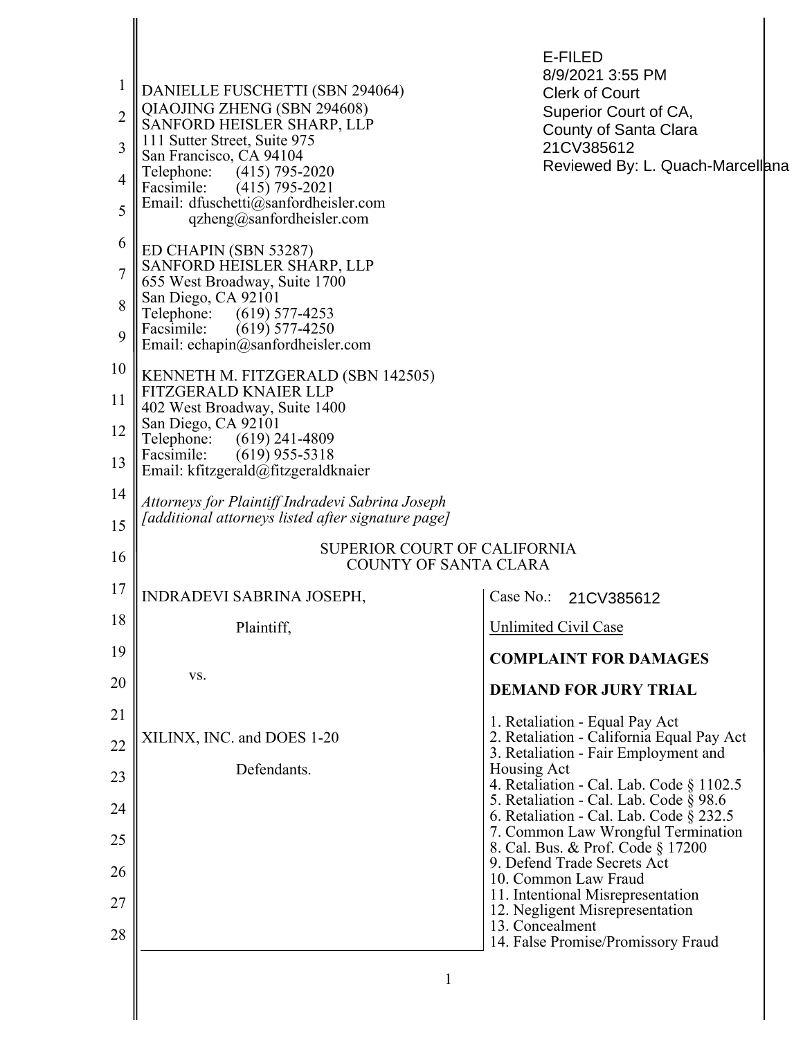DANIELLE FUSCHETTI (SBN 294064)
QIAOJING ZHENG (SBN 294608)
SANFORD HEISLER SHARP, LLP
111 Sutter Street, Suite 975
San Francisco, CA 94104
Telephone: (415) 795-2020
Facsimile: (415) 795-2021
Email: dfuschetti@sanfordheisler.com
qzheng@sanfordheisler.com

ED CHAPIN (SBN 53287)
SANFORD HEISLER SHARP, LLP
655 West Broadway, Suite 1700
San Diego, CA 92101
Telephone: (619) 577-4253
Facsimile: (619) 577-4250
Email: echapin@sanfordheisler.com

KENNETH M. FITZGERALD (SBN 142505)
FITZGERALD KNAIER LLP
402 West Broadway, Suite 1400
San Diego, CA 92101
Telephone: (619) 241-4809
Facsimile: (619) 955-5318
Email: kfitzgerald@fitzgeraldknaier

*Attorneys for Plaintiff Indradevi Sabrina Joseph*
*[additional attorneys listed after signature page]*

E-FILED
8/9/2021 3:55 PM
Clerk of Court
Superior Court of CA,
County of Santa Clara
21CV385612
Reviewed By: L. Quach-Marcellana

SUPERIOR COURT OF CALIFORNIA
COUNTY OF SANTA CLARA

INDRADEVI SABRINA JOSEPH,

Plaintiff,

vs.

XILINX, INC. and DOES 1-20

Defendants.

Case No.: 21CV385612

Unlimited Civil Case

**COMPLAINT FOR DAMAGES**

**DEMAND FOR JURY TRIAL**

1. Retaliation - Equal Pay Act
2. Retaliation - California Equal Pay Act
3. Retaliation - Fair Employment and Housing Act
4. Retaliation - Cal. Lab. Code § 1102.5
5. Retaliation - Cal. Lab. Code § 98.6
6. Retaliation - Cal. Lab. Code § 232.5
7. Common Law Wrongful Termination
8. Cal. Bus. & Prof. Code § 17200
9. Defend Trade Secrets Act
10. Common Law Fraud
11. Intentional Misrepresentation
12. Negligent Misrepresentation
13. Concealment
14. False Promise/Promissory Fraud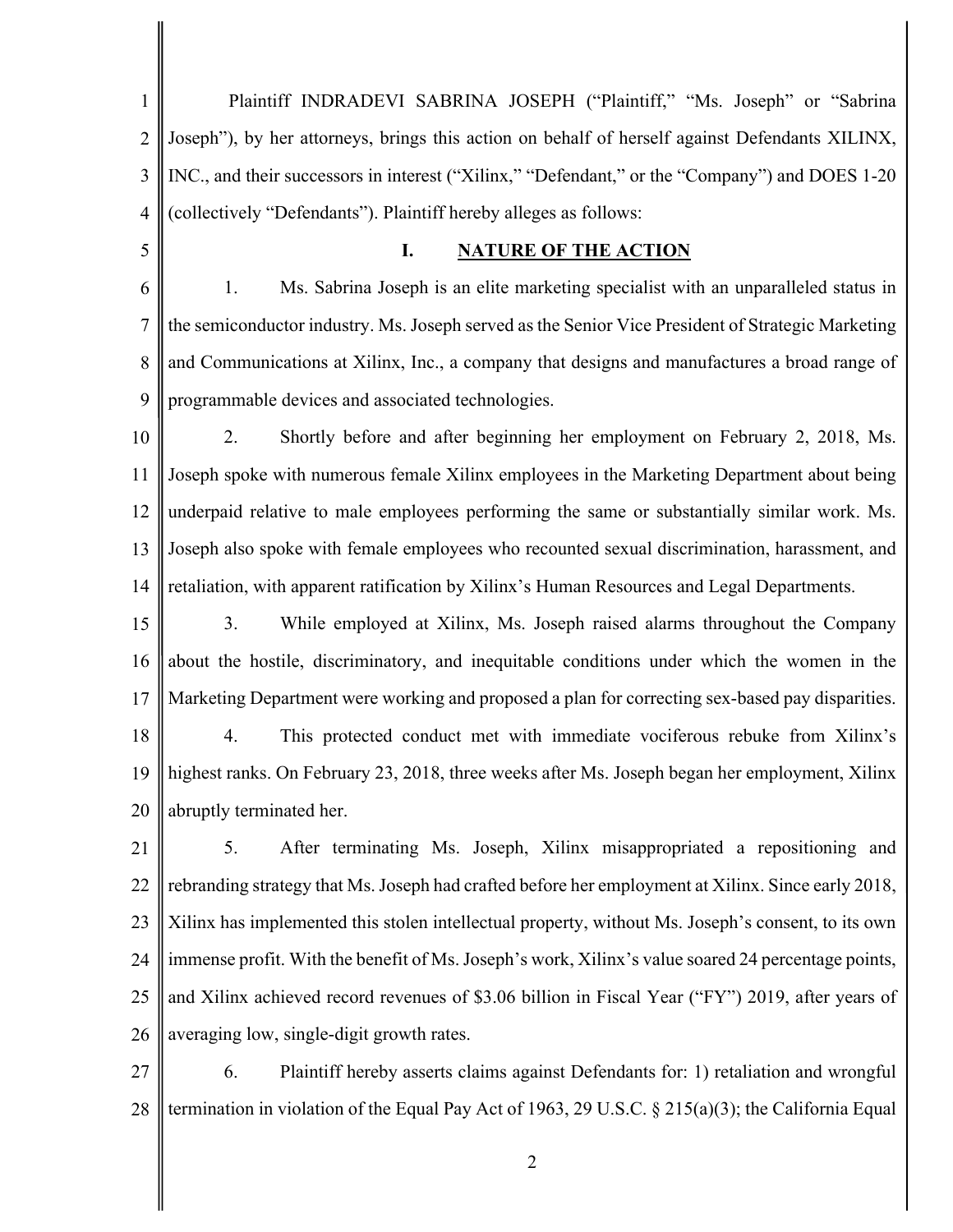Plaintiff INDRADEVI SABRINA JOSEPH ("Plaintiff," "Ms. Joseph" or "Sabrina Joseph"), by her attorneys, brings this action on behalf of herself against Defendants XILINX, INC., and their successors in interest ("Xilinx," "Defendant," or the "Company") and DOES 1-20 (collectively "Defendants"). Plaintiff hereby alleges as follows:

## I. NATURE OF THE ACTION

1. Ms. Sabrina Joseph is an elite marketing specialist with an unparalleled status in the semiconductor industry. Ms. Joseph served as the Senior Vice President of Strategic Marketing and Communications at Xilinx, Inc., a company that designs and manufactures a broad range of programmable devices and associated technologies.

2. Shortly before and after beginning her employment on February 2, 2018, Ms. Joseph spoke with numerous female Xilinx employees in the Marketing Department about being underpaid relative to male employees performing the same or substantially similar work. Ms. Joseph also spoke with female employees who recounted sexual discrimination, harassment, and retaliation, with apparent ratification by Xilinx's Human Resources and Legal Departments.

3. While employed at Xilinx, Ms. Joseph raised alarms throughout the Company about the hostile, discriminatory, and inequitable conditions under which the women in the Marketing Department were working and proposed a plan for correcting sex-based pay disparities.

4. This protected conduct met with immediate vociferous rebuke from Xilinx's highest ranks. On February 23, 2018, three weeks after Ms. Joseph began her employment, Xilinx abruptly terminated her.

5. After terminating Ms. Joseph, Xilinx misappropriated a repositioning and rebranding strategy that Ms. Joseph had crafted before her employment at Xilinx. Since early 2018, Xilinx has implemented this stolen intellectual property, without Ms. Joseph's consent, to its own immense profit. With the benefit of Ms. Joseph's work, Xilinx's value soared 24 percentage points, and Xilinx achieved record revenues of $3.06 billion in Fiscal Year ("FY") 2019, after years of averaging low, single-digit growth rates.

6. Plaintiff hereby asserts claims against Defendants for: 1) retaliation and wrongful termination in violation of the Equal Pay Act of 1963, 29 U.S.C. § 215(a)(3); the California Equal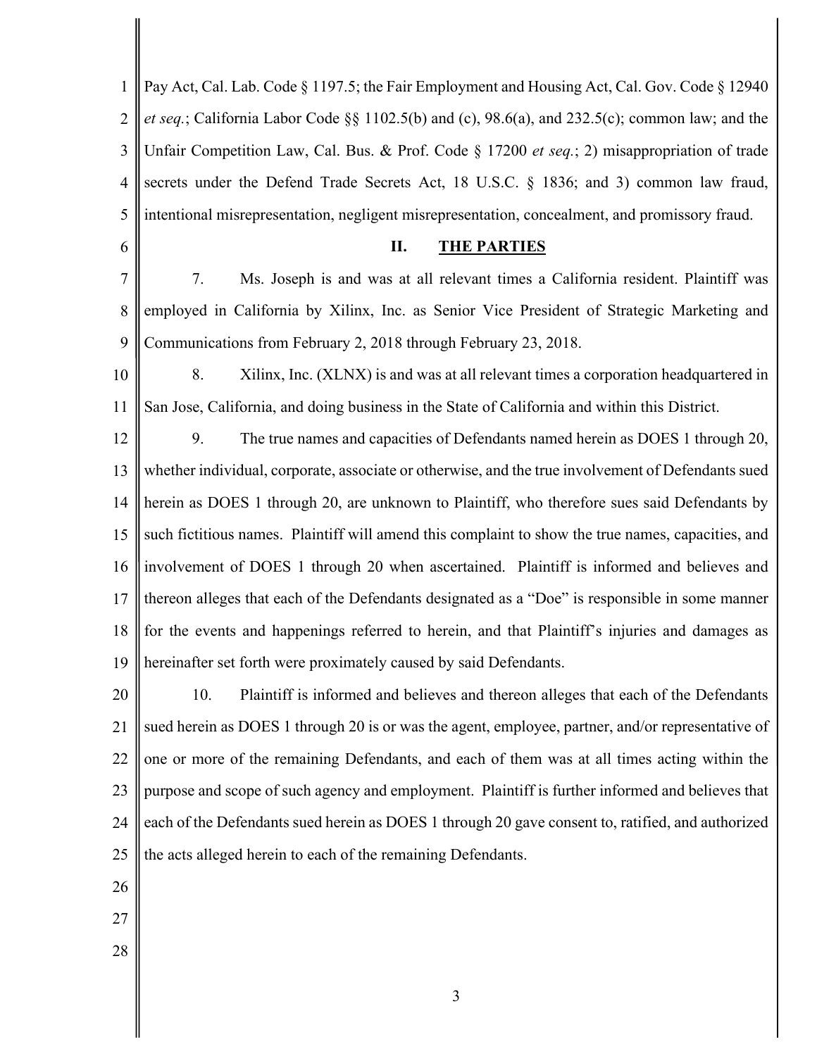Pay Act, Cal. Lab. Code § 1197.5; the Fair Employment and Housing Act, Cal. Gov. Code § 12940 *et seq.*; California Labor Code §§ 1102.5(b) and (c), 98.6(a), and 232.5(c); common law; and the Unfair Competition Law, Cal. Bus. & Prof. Code § 17200 *et seq.*; 2) misappropriation of trade secrets under the Defend Trade Secrets Act, 18 U.S.C. § 1836; and 3) common law fraud, intentional misrepresentation, negligent misrepresentation, concealment, and promissory fraud.

## II. THE PARTIES

7. Ms. Joseph is and was at all relevant times a California resident. Plaintiff was employed in California by Xilinx, Inc. as Senior Vice President of Strategic Marketing and Communications from February 2, 2018 through February 23, 2018.

8. Xilinx, Inc. (XLNX) is and was at all relevant times a corporation headquartered in San Jose, California, and doing business in the State of California and within this District.

9. The true names and capacities of Defendants named herein as DOES 1 through 20, whether individual, corporate, associate or otherwise, and the true involvement of Defendants sued herein as DOES 1 through 20, are unknown to Plaintiff, who therefore sues said Defendants by such fictitious names. Plaintiff will amend this complaint to show the true names, capacities, and involvement of DOES 1 through 20 when ascertained. Plaintiff is informed and believes and thereon alleges that each of the Defendants designated as a "Doe" is responsible in some manner for the events and happenings referred to herein, and that Plaintiff's injuries and damages as hereinafter set forth were proximately caused by said Defendants.

10. Plaintiff is informed and believes and thereon alleges that each of the Defendants sued herein as DOES 1 through 20 is or was the agent, employee, partner, and/or representative of one or more of the remaining Defendants, and each of them was at all times acting within the purpose and scope of such agency and employment. Plaintiff is further informed and believes that each of the Defendants sued herein as DOES 1 through 20 gave consent to, ratified, and authorized the acts alleged herein to each of the remaining Defendants.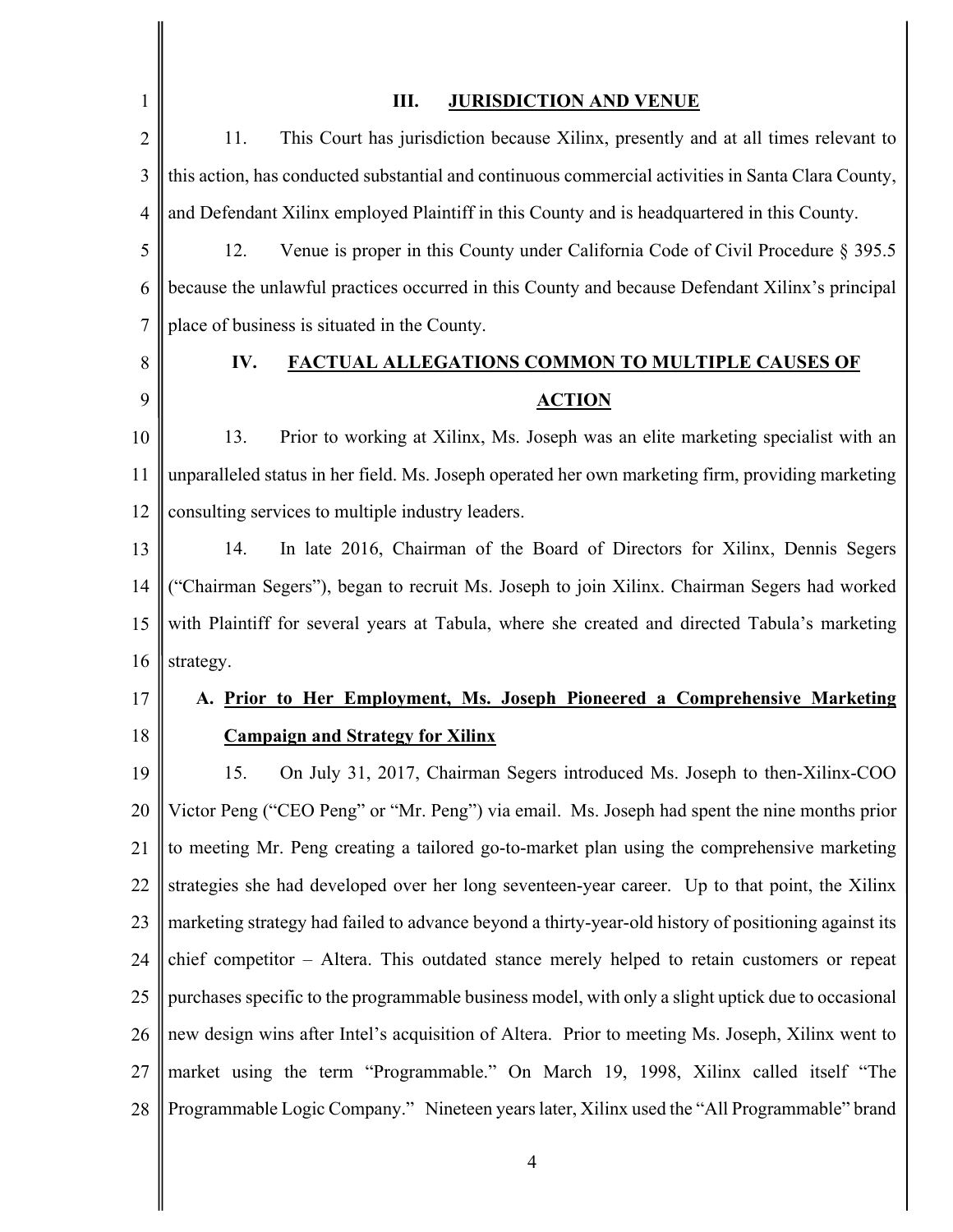## III. JURISDICTION AND VENUE

11. This Court has jurisdiction because Xilinx, presently and at all times relevant to this action, has conducted substantial and continuous commercial activities in Santa Clara County, and Defendant Xilinx employed Plaintiff in this County and is headquartered in this County.

12. Venue is proper in this County under California Code of Civil Procedure § 395.5 because the unlawful practices occurred in this County and because Defendant Xilinx's principal place of business is situated in the County.

## IV. FACTUAL ALLEGATIONS COMMON TO MULTIPLE CAUSES OF ACTION

13. Prior to working at Xilinx, Ms. Joseph was an elite marketing specialist with an unparalleled status in her field. Ms. Joseph operated her own marketing firm, providing marketing consulting services to multiple industry leaders.

14. In late 2016, Chairman of the Board of Directors for Xilinx, Dennis Segers ("Chairman Segers"), began to recruit Ms. Joseph to join Xilinx. Chairman Segers had worked with Plaintiff for several years at Tabula, where she created and directed Tabula's marketing strategy.

### A. Prior to Her Employment, Ms. Joseph Pioneered a Comprehensive Marketing Campaign and Strategy for Xilinx

15. On July 31, 2017, Chairman Segers introduced Ms. Joseph to then-Xilinx-COO Victor Peng ("CEO Peng" or "Mr. Peng") via email. Ms. Joseph had spent the nine months prior to meeting Mr. Peng creating a tailored go-to-market plan using the comprehensive marketing strategies she had developed over her long seventeen-year career. Up to that point, the Xilinx marketing strategy had failed to advance beyond a thirty-year-old history of positioning against its chief competitor – Altera. This outdated stance merely helped to retain customers or repeat purchases specific to the programmable business model, with only a slight uptick due to occasional new design wins after Intel's acquisition of Altera. Prior to meeting Ms. Joseph, Xilinx went to market using the term "Programmable." On March 19, 1998, Xilinx called itself "The Programmable Logic Company." Nineteen years later, Xilinx used the "All Programmable" brand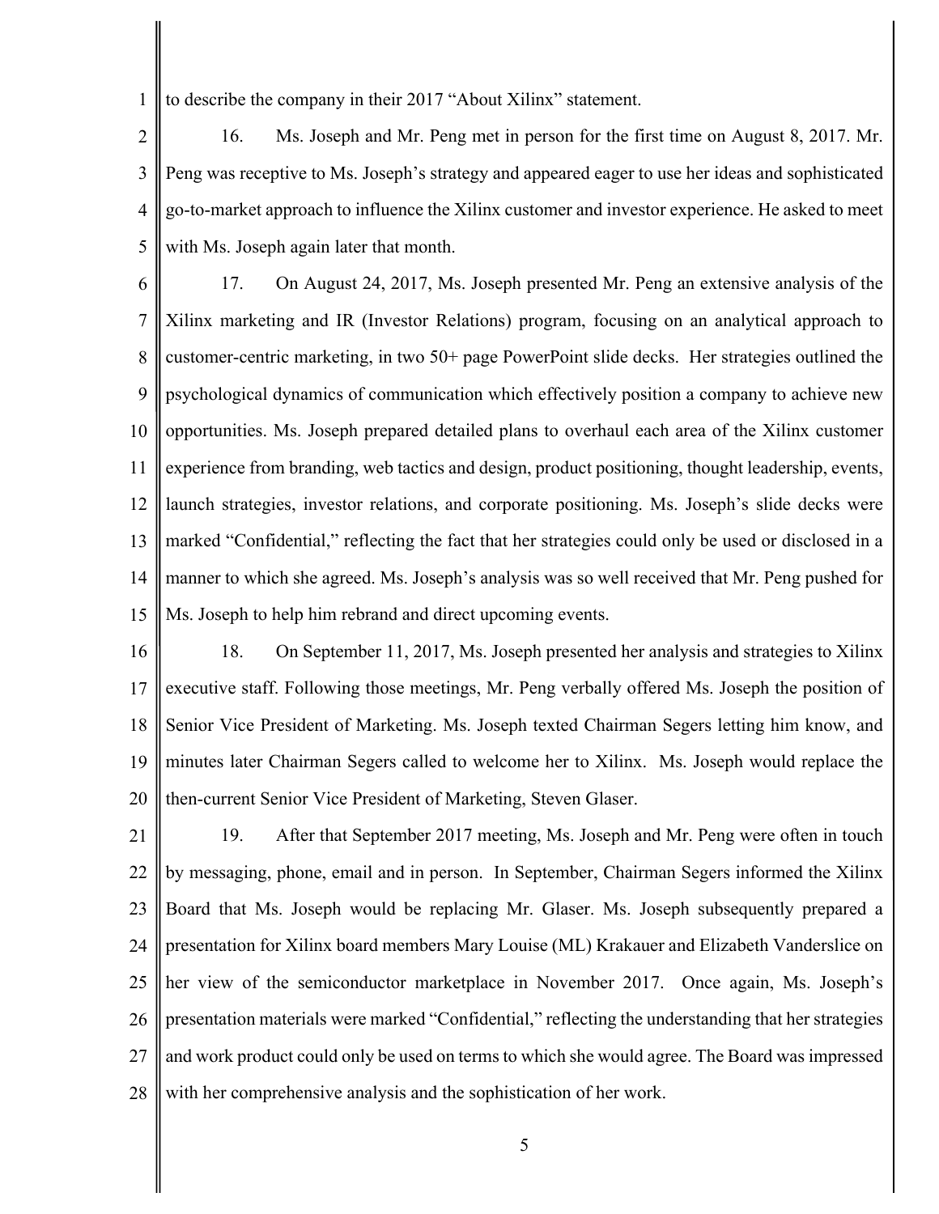to describe the company in their 2017 "About Xilinx" statement.

16. Ms. Joseph and Mr. Peng met in person for the first time on August 8, 2017. Mr. Peng was receptive to Ms. Joseph's strategy and appeared eager to use her ideas and sophisticated go-to-market approach to influence the Xilinx customer and investor experience. He asked to meet with Ms. Joseph again later that month.

17. On August 24, 2017, Ms. Joseph presented Mr. Peng an extensive analysis of the Xilinx marketing and IR (Investor Relations) program, focusing on an analytical approach to customer-centric marketing, in two 50+ page PowerPoint slide decks. Her strategies outlined the psychological dynamics of communication which effectively position a company to achieve new opportunities. Ms. Joseph prepared detailed plans to overhaul each area of the Xilinx customer experience from branding, web tactics and design, product positioning, thought leadership, events, launch strategies, investor relations, and corporate positioning. Ms. Joseph's slide decks were marked "Confidential," reflecting the fact that her strategies could only be used or disclosed in a manner to which she agreed. Ms. Joseph's analysis was so well received that Mr. Peng pushed for Ms. Joseph to help him rebrand and direct upcoming events.

18. On September 11, 2017, Ms. Joseph presented her analysis and strategies to Xilinx executive staff. Following those meetings, Mr. Peng verbally offered Ms. Joseph the position of Senior Vice President of Marketing. Ms. Joseph texted Chairman Segers letting him know, and minutes later Chairman Segers called to welcome her to Xilinx. Ms. Joseph would replace the then-current Senior Vice President of Marketing, Steven Glaser.

19. After that September 2017 meeting, Ms. Joseph and Mr. Peng were often in touch by messaging, phone, email and in person. In September, Chairman Segers informed the Xilinx Board that Ms. Joseph would be replacing Mr. Glaser. Ms. Joseph subsequently prepared a presentation for Xilinx board members Mary Louise (ML) Krakauer and Elizabeth Vanderslice on her view of the semiconductor marketplace in November 2017. Once again, Ms. Joseph's presentation materials were marked "Confidential," reflecting the understanding that her strategies and work product could only be used on terms to which she would agree. The Board was impressed with her comprehensive analysis and the sophistication of her work.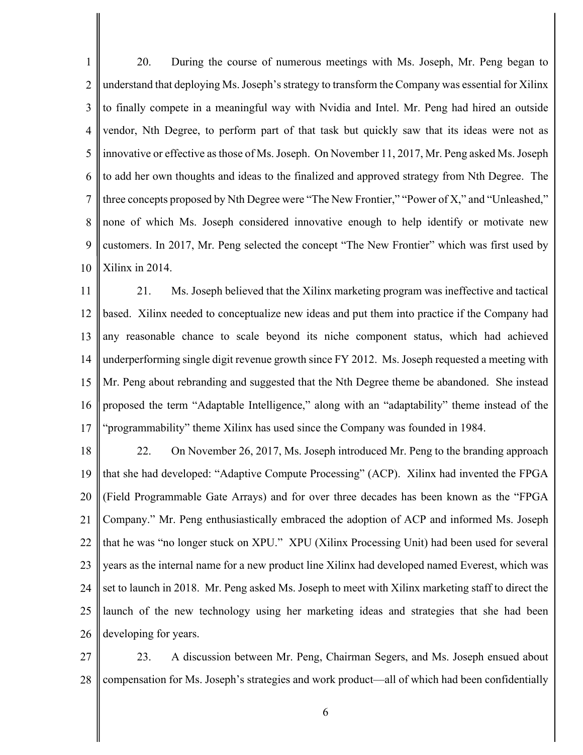20. During the course of numerous meetings with Ms. Joseph, Mr. Peng began to understand that deploying Ms. Joseph's strategy to transform the Company was essential for Xilinx to finally compete in a meaningful way with Nvidia and Intel. Mr. Peng had hired an outside vendor, Nth Degree, to perform part of that task but quickly saw that its ideas were not as innovative or effective as those of Ms. Joseph. On November 11, 2017, Mr. Peng asked Ms. Joseph to add her own thoughts and ideas to the finalized and approved strategy from Nth Degree. The three concepts proposed by Nth Degree were "The New Frontier," "Power of X," and "Unleashed," none of which Ms. Joseph considered innovative enough to help identify or motivate new customers. In 2017, Mr. Peng selected the concept "The New Frontier" which was first used by Xilinx in 2014.

21. Ms. Joseph believed that the Xilinx marketing program was ineffective and tactical based. Xilinx needed to conceptualize new ideas and put them into practice if the Company had any reasonable chance to scale beyond its niche component status, which had achieved underperforming single digit revenue growth since FY 2012. Ms. Joseph requested a meeting with Mr. Peng about rebranding and suggested that the Nth Degree theme be abandoned. She instead proposed the term "Adaptable Intelligence," along with an "adaptability" theme instead of the "programmability" theme Xilinx has used since the Company was founded in 1984.

22. On November 26, 2017, Ms. Joseph introduced Mr. Peng to the branding approach that she had developed: "Adaptive Compute Processing" (ACP). Xilinx had invented the FPGA (Field Programmable Gate Arrays) and for over three decades has been known as the "FPGA Company." Mr. Peng enthusiastically embraced the adoption of ACP and informed Ms. Joseph that he was "no longer stuck on XPU." XPU (Xilinx Processing Unit) had been used for several years as the internal name for a new product line Xilinx had developed named Everest, which was set to launch in 2018. Mr. Peng asked Ms. Joseph to meet with Xilinx marketing staff to direct the launch of the new technology using her marketing ideas and strategies that she had been developing for years.

23. A discussion between Mr. Peng, Chairman Segers, and Ms. Joseph ensued about compensation for Ms. Joseph's strategies and work product—all of which had been confidentially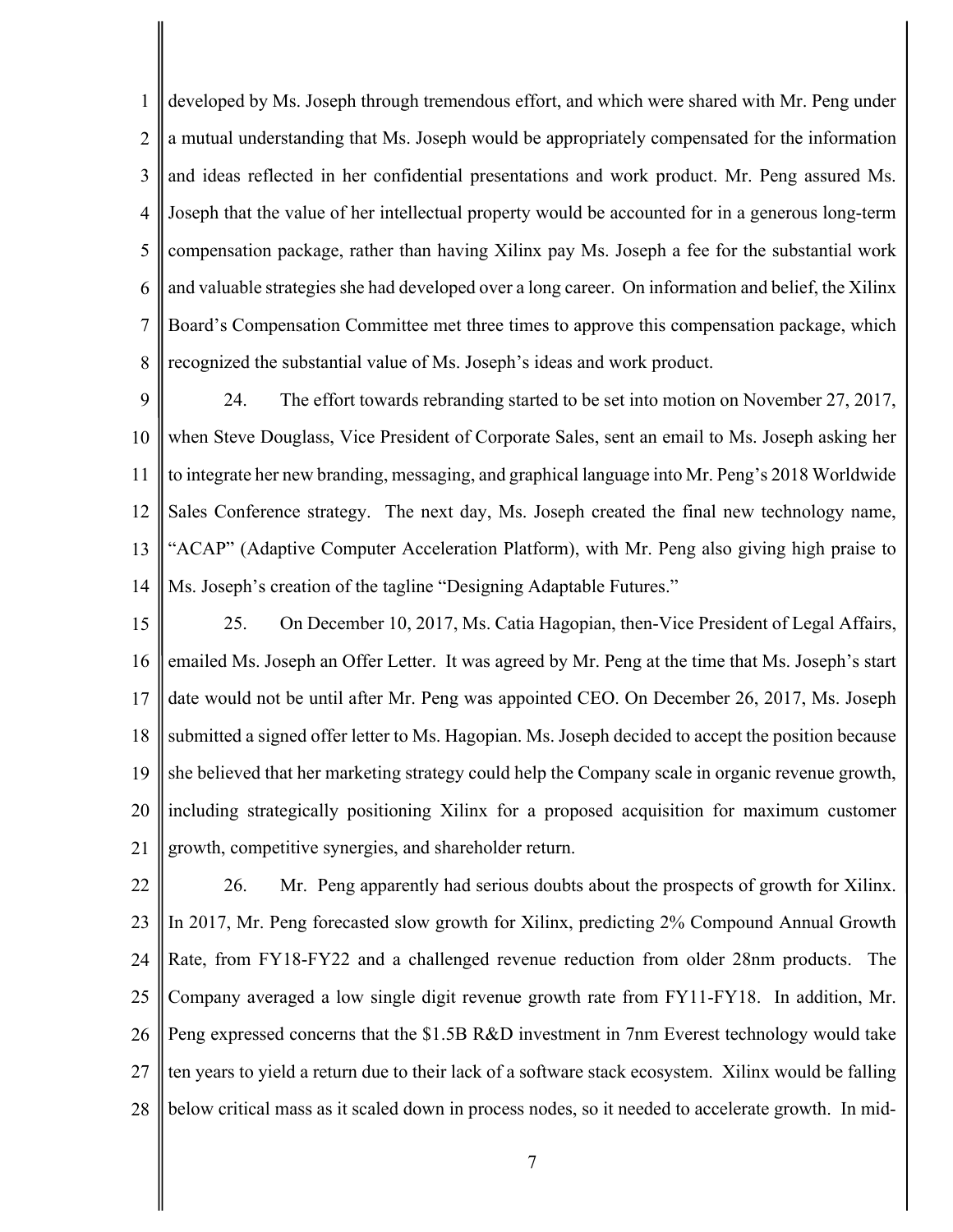developed by Ms. Joseph through tremendous effort, and which were shared with Mr. Peng under a mutual understanding that Ms. Joseph would be appropriately compensated for the information and ideas reflected in her confidential presentations and work product. Mr. Peng assured Ms. Joseph that the value of her intellectual property would be accounted for in a generous long-term compensation package, rather than having Xilinx pay Ms. Joseph a fee for the substantial work and valuable strategies she had developed over a long career. On information and belief, the Xilinx Board's Compensation Committee met three times to approve this compensation package, which recognized the substantial value of Ms. Joseph's ideas and work product.

24. The effort towards rebranding started to be set into motion on November 27, 2017, when Steve Douglass, Vice President of Corporate Sales, sent an email to Ms. Joseph asking her to integrate her new branding, messaging, and graphical language into Mr. Peng's 2018 Worldwide Sales Conference strategy. The next day, Ms. Joseph created the final new technology name, "ACAP" (Adaptive Computer Acceleration Platform), with Mr. Peng also giving high praise to Ms. Joseph's creation of the tagline "Designing Adaptable Futures."

25. On December 10, 2017, Ms. Catia Hagopian, then-Vice President of Legal Affairs, emailed Ms. Joseph an Offer Letter. It was agreed by Mr. Peng at the time that Ms. Joseph's start date would not be until after Mr. Peng was appointed CEO. On December 26, 2017, Ms. Joseph submitted a signed offer letter to Ms. Hagopian. Ms. Joseph decided to accept the position because she believed that her marketing strategy could help the Company scale in organic revenue growth, including strategically positioning Xilinx for a proposed acquisition for maximum customer growth, competitive synergies, and shareholder return.

26. Mr. Peng apparently had serious doubts about the prospects of growth for Xilinx. In 2017, Mr. Peng forecasted slow growth for Xilinx, predicting 2% Compound Annual Growth Rate, from FY18-FY22 and a challenged revenue reduction from older 28nm products. The Company averaged a low single digit revenue growth rate from FY11-FY18. In addition, Mr. Peng expressed concerns that the $1.5B R&D investment in 7nm Everest technology would take ten years to yield a return due to their lack of a software stack ecosystem. Xilinx would be falling below critical mass as it scaled down in process nodes, so it needed to accelerate growth. In mid-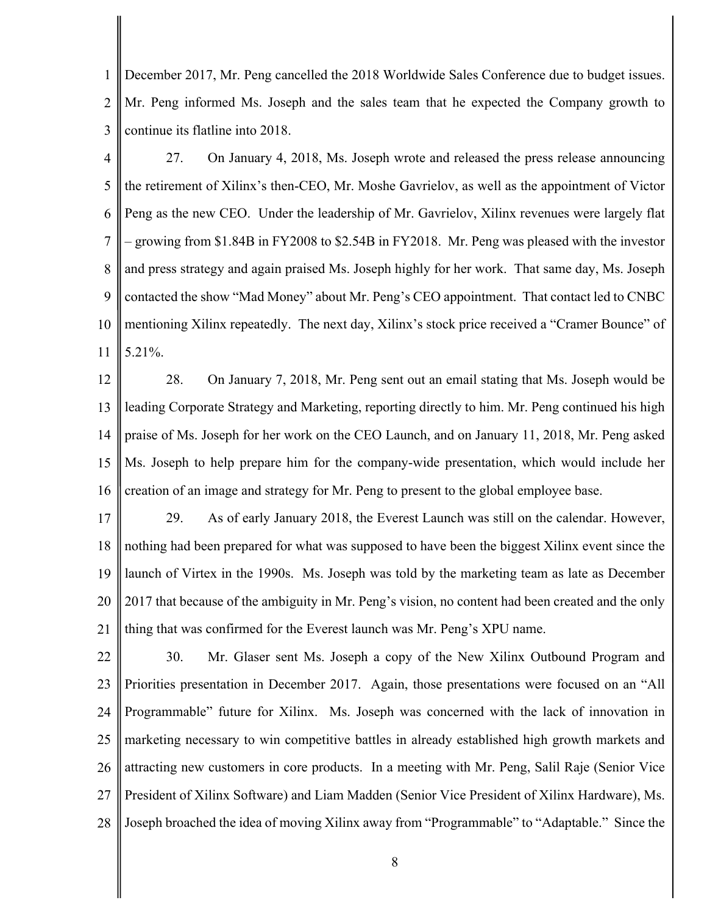December 2017, Mr. Peng cancelled the 2018 Worldwide Sales Conference due to budget issues. Mr. Peng informed Ms. Joseph and the sales team that he expected the Company growth to continue its flatline into 2018.

27. On January 4, 2018, Ms. Joseph wrote and released the press release announcing the retirement of Xilinx's then-CEO, Mr. Moshe Gavrielov, as well as the appointment of Victor Peng as the new CEO. Under the leadership of Mr. Gavrielov, Xilinx revenues were largely flat – growing from $1.84B in FY2008 to $2.54B in FY2018. Mr. Peng was pleased with the investor and press strategy and again praised Ms. Joseph highly for her work. That same day, Ms. Joseph contacted the show "Mad Money" about Mr. Peng's CEO appointment. That contact led to CNBC mentioning Xilinx repeatedly. The next day, Xilinx's stock price received a "Cramer Bounce" of 5.21%.

28. On January 7, 2018, Mr. Peng sent out an email stating that Ms. Joseph would be leading Corporate Strategy and Marketing, reporting directly to him. Mr. Peng continued his high praise of Ms. Joseph for her work on the CEO Launch, and on January 11, 2018, Mr. Peng asked Ms. Joseph to help prepare him for the company-wide presentation, which would include her creation of an image and strategy for Mr. Peng to present to the global employee base.

29. As of early January 2018, the Everest Launch was still on the calendar. However, nothing had been prepared for what was supposed to have been the biggest Xilinx event since the launch of Virtex in the 1990s. Ms. Joseph was told by the marketing team as late as December 2017 that because of the ambiguity in Mr. Peng's vision, no content had been created and the only thing that was confirmed for the Everest launch was Mr. Peng's XPU name.

30. Mr. Glaser sent Ms. Joseph a copy of the New Xilinx Outbound Program and Priorities presentation in December 2017. Again, those presentations were focused on an "All Programmable" future for Xilinx. Ms. Joseph was concerned with the lack of innovation in marketing necessary to win competitive battles in already established high growth markets and attracting new customers in core products. In a meeting with Mr. Peng, Salil Raje (Senior Vice President of Xilinx Software) and Liam Madden (Senior Vice President of Xilinx Hardware), Ms. Joseph broached the idea of moving Xilinx away from "Programmable" to "Adaptable." Since the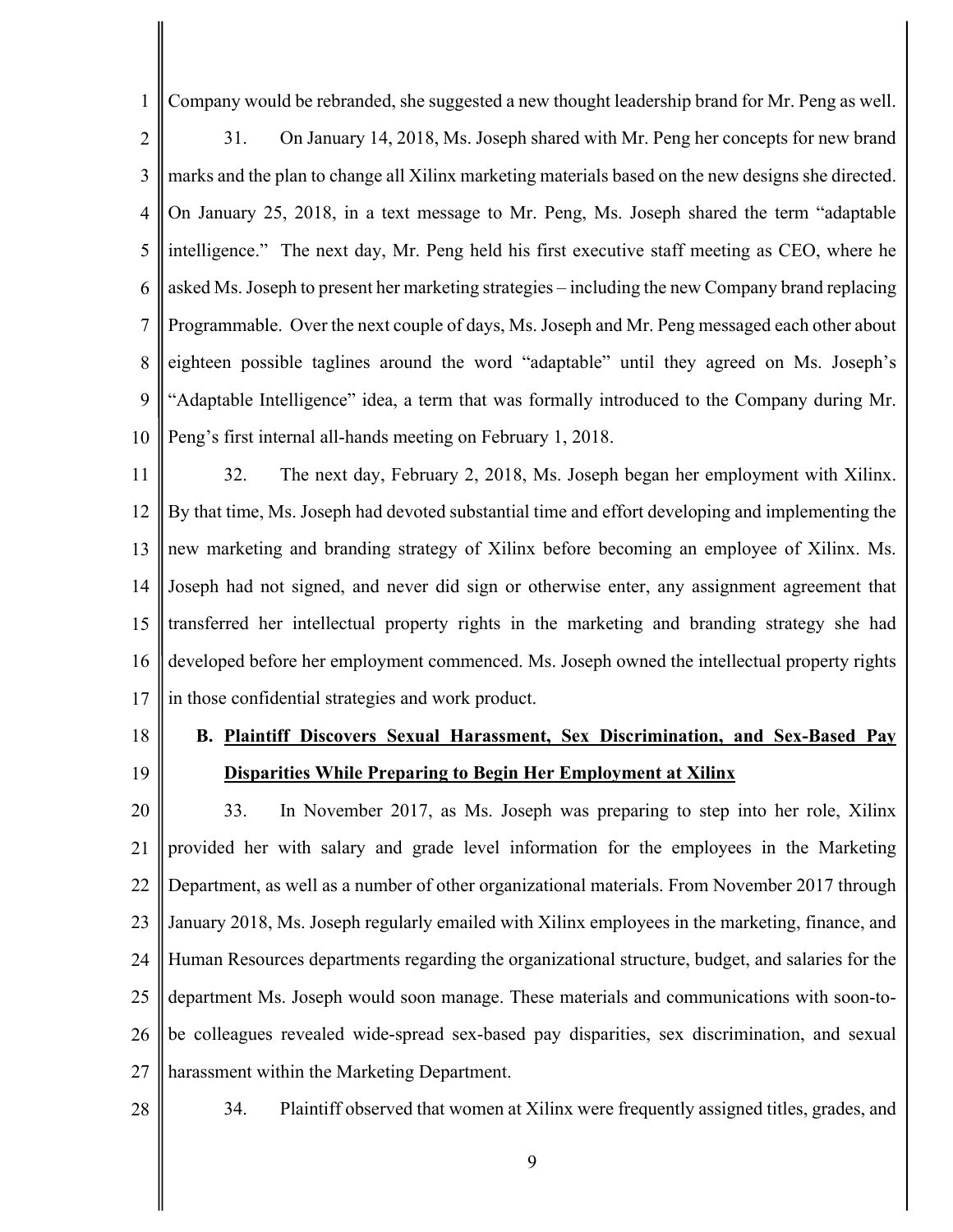Company would be rebranded, she suggested a new thought leadership brand for Mr. Peng as well.

31. On January 14, 2018, Ms. Joseph shared with Mr. Peng her concepts for new brand marks and the plan to change all Xilinx marketing materials based on the new designs she directed. On January 25, 2018, in a text message to Mr. Peng, Ms. Joseph shared the term "adaptable intelligence." The next day, Mr. Peng held his first executive staff meeting as CEO, where he asked Ms. Joseph to present her marketing strategies – including the new Company brand replacing Programmable. Over the next couple of days, Ms. Joseph and Mr. Peng messaged each other about eighteen possible taglines around the word "adaptable" until they agreed on Ms. Joseph's "Adaptable Intelligence" idea, a term that was formally introduced to the Company during Mr. Peng's first internal all-hands meeting on February 1, 2018.

32. The next day, February 2, 2018, Ms. Joseph began her employment with Xilinx. By that time, Ms. Joseph had devoted substantial time and effort developing and implementing the new marketing and branding strategy of Xilinx before becoming an employee of Xilinx. Ms. Joseph had not signed, and never did sign or otherwise enter, any assignment agreement that transferred her intellectual property rights in the marketing and branding strategy she had developed before her employment commenced. Ms. Joseph owned the intellectual property rights in those confidential strategies and work product.

**B. <u>Plaintiff Discovers Sexual Harassment, Sex Discrimination, and Sex-Based Pay Disparities While Preparing to Begin Her Employment at Xilinx</u>**

33. In November 2017, as Ms. Joseph was preparing to step into her role, Xilinx provided her with salary and grade level information for the employees in the Marketing Department, as well as a number of other organizational materials. From November 2017 through January 2018, Ms. Joseph regularly emailed with Xilinx employees in the marketing, finance, and Human Resources departments regarding the organizational structure, budget, and salaries for the department Ms. Joseph would soon manage. These materials and communications with soon-to-be colleagues revealed wide-spread sex-based pay disparities, sex discrimination, and sexual harassment within the Marketing Department.

34. Plaintiff observed that women at Xilinx were frequently assigned titles, grades, and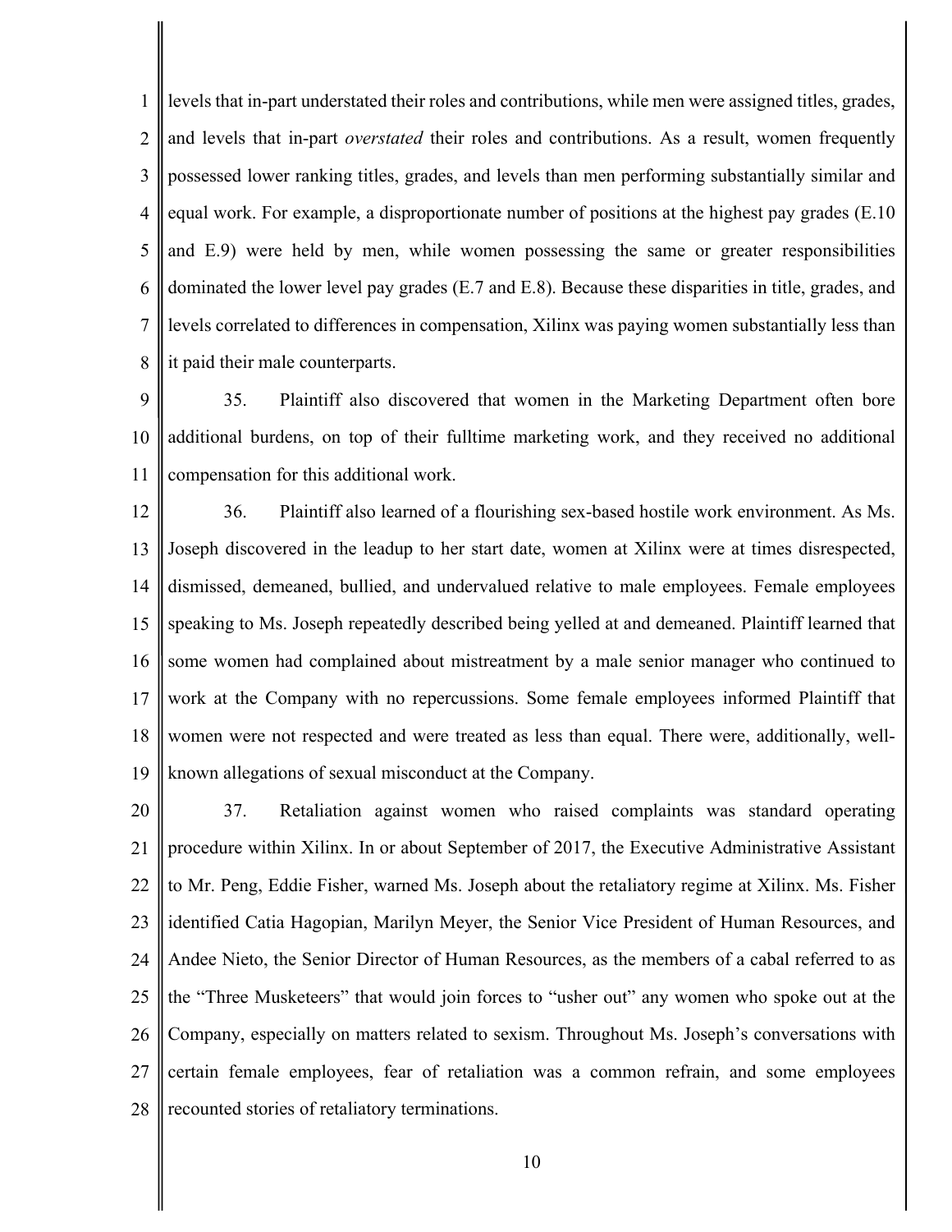levels that in-part understated their roles and contributions, while men were assigned titles, grades, and levels that in-part *overstated* their roles and contributions. As a result, women frequently possessed lower ranking titles, grades, and levels than men performing substantially similar and equal work. For example, a disproportionate number of positions at the highest pay grades (E.10 and E.9) were held by men, while women possessing the same or greater responsibilities dominated the lower level pay grades (E.7 and E.8). Because these disparities in title, grades, and levels correlated to differences in compensation, Xilinx was paying women substantially less than it paid their male counterparts.

35. Plaintiff also discovered that women in the Marketing Department often bore additional burdens, on top of their fulltime marketing work, and they received no additional compensation for this additional work.

36. Plaintiff also learned of a flourishing sex-based hostile work environment. As Ms. Joseph discovered in the leadup to her start date, women at Xilinx were at times disrespected, dismissed, demeaned, bullied, and undervalued relative to male employees. Female employees speaking to Ms. Joseph repeatedly described being yelled at and demeaned. Plaintiff learned that some women had complained about mistreatment by a male senior manager who continued to work at the Company with no repercussions. Some female employees informed Plaintiff that women were not respected and were treated as less than equal. There were, additionally, well-known allegations of sexual misconduct at the Company.

37. Retaliation against women who raised complaints was standard operating procedure within Xilinx. In or about September of 2017, the Executive Administrative Assistant to Mr. Peng, Eddie Fisher, warned Ms. Joseph about the retaliatory regime at Xilinx. Ms. Fisher identified Catia Hagopian, Marilyn Meyer, the Senior Vice President of Human Resources, and Andee Nieto, the Senior Director of Human Resources, as the members of a cabal referred to as the "Three Musketeers" that would join forces to "usher out" any women who spoke out at the Company, especially on matters related to sexism. Throughout Ms. Joseph's conversations with certain female employees, fear of retaliation was a common refrain, and some employees recounted stories of retaliatory terminations.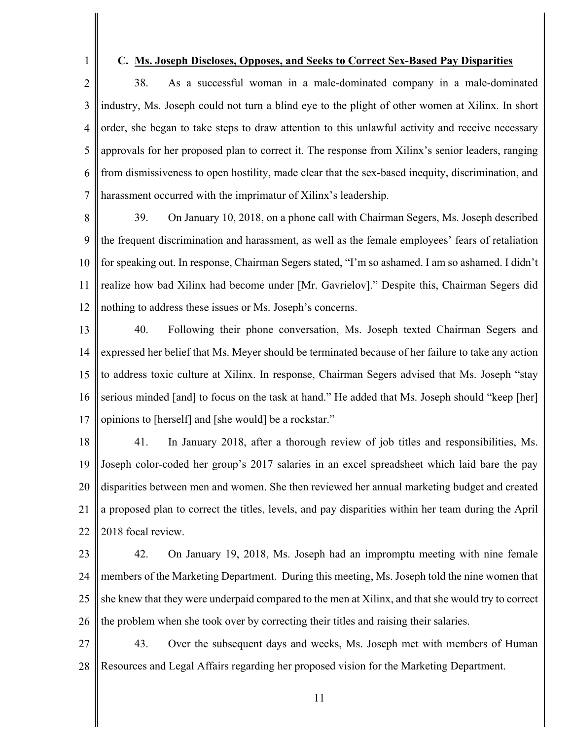### C. Ms. Joseph Discloses, Opposes, and Seeks to Correct Sex-Based Pay Disparities

38. As a successful woman in a male-dominated company in a male-dominated industry, Ms. Joseph could not turn a blind eye to the plight of other women at Xilinx. In short order, she began to take steps to draw attention to this unlawful activity and receive necessary approvals for her proposed plan to correct it. The response from Xilinx's senior leaders, ranging from dismissiveness to open hostility, made clear that the sex-based inequity, discrimination, and harassment occurred with the imprimatur of Xilinx's leadership.

39. On January 10, 2018, on a phone call with Chairman Segers, Ms. Joseph described the frequent discrimination and harassment, as well as the female employees' fears of retaliation for speaking out. In response, Chairman Segers stated, "I'm so ashamed. I am so ashamed. I didn't realize how bad Xilinx had become under [Mr. Gavrielov]." Despite this, Chairman Segers did nothing to address these issues or Ms. Joseph's concerns.

40. Following their phone conversation, Ms. Joseph texted Chairman Segers and expressed her belief that Ms. Meyer should be terminated because of her failure to take any action to address toxic culture at Xilinx. In response, Chairman Segers advised that Ms. Joseph "stay serious minded [and] to focus on the task at hand." He added that Ms. Joseph should "keep [her] opinions to [herself] and [she would] be a rockstar."

41. In January 2018, after a thorough review of job titles and responsibilities, Ms. Joseph color-coded her group's 2017 salaries in an excel spreadsheet which laid bare the pay disparities between men and women. She then reviewed her annual marketing budget and created a proposed plan to correct the titles, levels, and pay disparities within her team during the April 2018 focal review.

42. On January 19, 2018, Ms. Joseph had an impromptu meeting with nine female members of the Marketing Department. During this meeting, Ms. Joseph told the nine women that she knew that they were underpaid compared to the men at Xilinx, and that she would try to correct the problem when she took over by correcting their titles and raising their salaries.

43. Over the subsequent days and weeks, Ms. Joseph met with members of Human Resources and Legal Affairs regarding her proposed vision for the Marketing Department.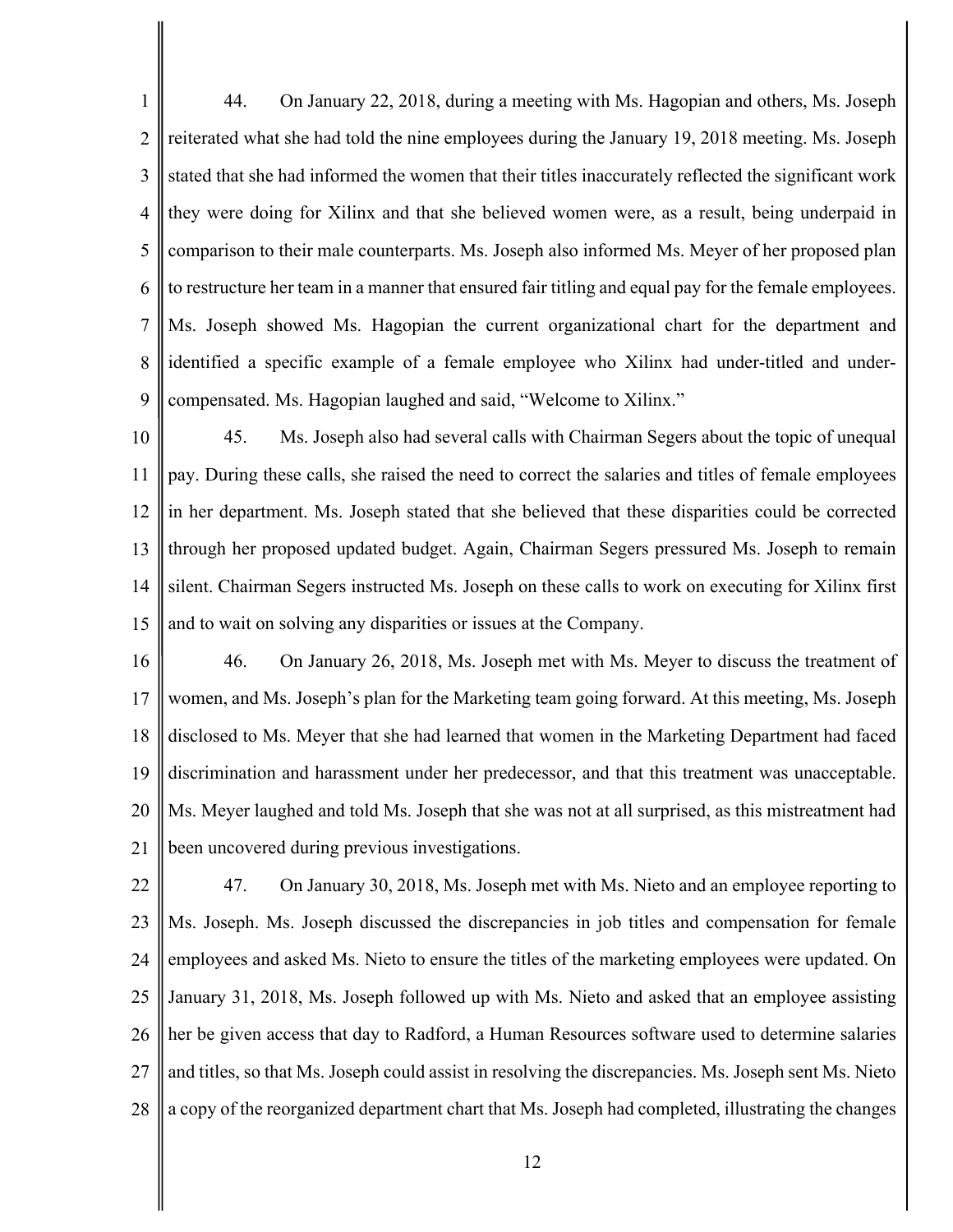44. On January 22, 2018, during a meeting with Ms. Hagopian and others, Ms. Joseph reiterated what she had told the nine employees during the January 19, 2018 meeting. Ms. Joseph stated that she had informed the women that their titles inaccurately reflected the significant work they were doing for Xilinx and that she believed women were, as a result, being underpaid in comparison to their male counterparts. Ms. Joseph also informed Ms. Meyer of her proposed plan to restructure her team in a manner that ensured fair titling and equal pay for the female employees. Ms. Joseph showed Ms. Hagopian the current organizational chart for the department and identified a specific example of a female employee who Xilinx had under-titled and under-compensated. Ms. Hagopian laughed and said, "Welcome to Xilinx."

45. Ms. Joseph also had several calls with Chairman Segers about the topic of unequal pay. During these calls, she raised the need to correct the salaries and titles of female employees in her department. Ms. Joseph stated that she believed that these disparities could be corrected through her proposed updated budget. Again, Chairman Segers pressured Ms. Joseph to remain silent. Chairman Segers instructed Ms. Joseph on these calls to work on executing for Xilinx first and to wait on solving any disparities or issues at the Company.

46. On January 26, 2018, Ms. Joseph met with Ms. Meyer to discuss the treatment of women, and Ms. Joseph's plan for the Marketing team going forward. At this meeting, Ms. Joseph disclosed to Ms. Meyer that she had learned that women in the Marketing Department had faced discrimination and harassment under her predecessor, and that this treatment was unacceptable. Ms. Meyer laughed and told Ms. Joseph that she was not at all surprised, as this mistreatment had been uncovered during previous investigations.

47. On January 30, 2018, Ms. Joseph met with Ms. Nieto and an employee reporting to Ms. Joseph. Ms. Joseph discussed the discrepancies in job titles and compensation for female employees and asked Ms. Nieto to ensure the titles of the marketing employees were updated. On January 31, 2018, Ms. Joseph followed up with Ms. Nieto and asked that an employee assisting her be given access that day to Radford, a Human Resources software used to determine salaries and titles, so that Ms. Joseph could assist in resolving the discrepancies. Ms. Joseph sent Ms. Nieto a copy of the reorganized department chart that Ms. Joseph had completed, illustrating the changes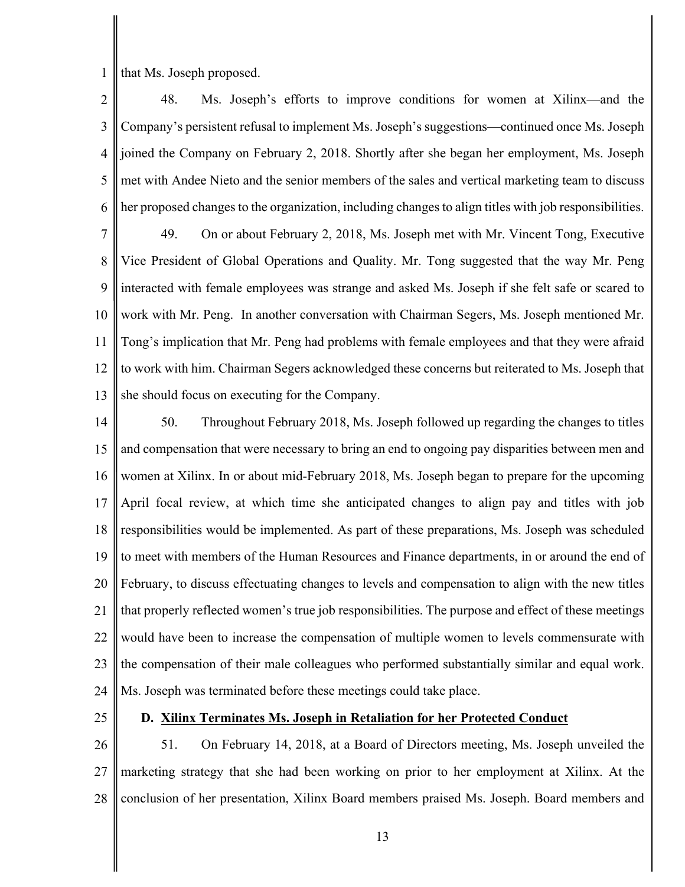that Ms. Joseph proposed.

48. Ms. Joseph's efforts to improve conditions for women at Xilinx—and the Company's persistent refusal to implement Ms. Joseph's suggestions—continued once Ms. Joseph joined the Company on February 2, 2018. Shortly after she began her employment, Ms. Joseph met with Andee Nieto and the senior members of the sales and vertical marketing team to discuss her proposed changes to the organization, including changes to align titles with job responsibilities.

49. On or about February 2, 2018, Ms. Joseph met with Mr. Vincent Tong, Executive Vice President of Global Operations and Quality. Mr. Tong suggested that the way Mr. Peng interacted with female employees was strange and asked Ms. Joseph if she felt safe or scared to work with Mr. Peng. In another conversation with Chairman Segers, Ms. Joseph mentioned Mr. Tong's implication that Mr. Peng had problems with female employees and that they were afraid to work with him. Chairman Segers acknowledged these concerns but reiterated to Ms. Joseph that she should focus on executing for the Company.

50. Throughout February 2018, Ms. Joseph followed up regarding the changes to titles and compensation that were necessary to bring an end to ongoing pay disparities between men and women at Xilinx. In or about mid-February 2018, Ms. Joseph began to prepare for the upcoming April focal review, at which time she anticipated changes to align pay and titles with job responsibilities would be implemented. As part of these preparations, Ms. Joseph was scheduled to meet with members of the Human Resources and Finance departments, in or around the end of February, to discuss effectuating changes to levels and compensation to align with the new titles that properly reflected women's true job responsibilities. The purpose and effect of these meetings would have been to increase the compensation of multiple women to levels commensurate with the compensation of their male colleagues who performed substantially similar and equal work. Ms. Joseph was terminated before these meetings could take place.

### D. Xilinx Terminates Ms. Joseph in Retaliation for her Protected Conduct

51. On February 14, 2018, at a Board of Directors meeting, Ms. Joseph unveiled the marketing strategy that she had been working on prior to her employment at Xilinx. At the conclusion of her presentation, Xilinx Board members praised Ms. Joseph. Board members and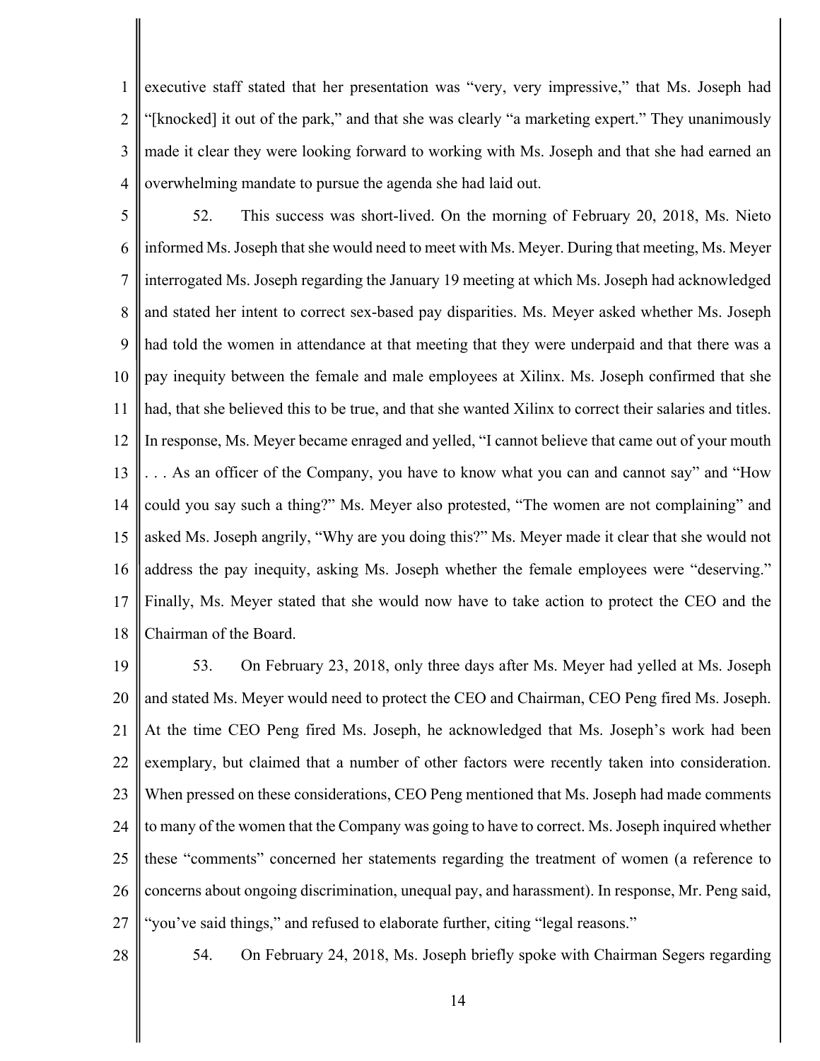executive staff stated that her presentation was "very, very impressive," that Ms. Joseph had "[knocked] it out of the park," and that she was clearly "a marketing expert." They unanimously made it clear they were looking forward to working with Ms. Joseph and that she had earned an overwhelming mandate to pursue the agenda she had laid out.

52. This success was short-lived. On the morning of February 20, 2018, Ms. Nieto informed Ms. Joseph that she would need to meet with Ms. Meyer. During that meeting, Ms. Meyer interrogated Ms. Joseph regarding the January 19 meeting at which Ms. Joseph had acknowledged and stated her intent to correct sex-based pay disparities. Ms. Meyer asked whether Ms. Joseph had told the women in attendance at that meeting that they were underpaid and that there was a pay inequity between the female and male employees at Xilinx. Ms. Joseph confirmed that she had, that she believed this to be true, and that she wanted Xilinx to correct their salaries and titles. In response, Ms. Meyer became enraged and yelled, "I cannot believe that came out of your mouth . . . As an officer of the Company, you have to know what you can and cannot say" and "How could you say such a thing?" Ms. Meyer also protested, "The women are not complaining" and asked Ms. Joseph angrily, "Why are you doing this?" Ms. Meyer made it clear that she would not address the pay inequity, asking Ms. Joseph whether the female employees were "deserving." Finally, Ms. Meyer stated that she would now have to take action to protect the CEO and the Chairman of the Board.

53. On February 23, 2018, only three days after Ms. Meyer had yelled at Ms. Joseph and stated Ms. Meyer would need to protect the CEO and Chairman, CEO Peng fired Ms. Joseph. At the time CEO Peng fired Ms. Joseph, he acknowledged that Ms. Joseph's work had been exemplary, but claimed that a number of other factors were recently taken into consideration. When pressed on these considerations, CEO Peng mentioned that Ms. Joseph had made comments to many of the women that the Company was going to have to correct. Ms. Joseph inquired whether these "comments" concerned her statements regarding the treatment of women (a reference to concerns about ongoing discrimination, unequal pay, and harassment). In response, Mr. Peng said, "you've said things," and refused to elaborate further, citing "legal reasons."

54. On February 24, 2018, Ms. Joseph briefly spoke with Chairman Segers regarding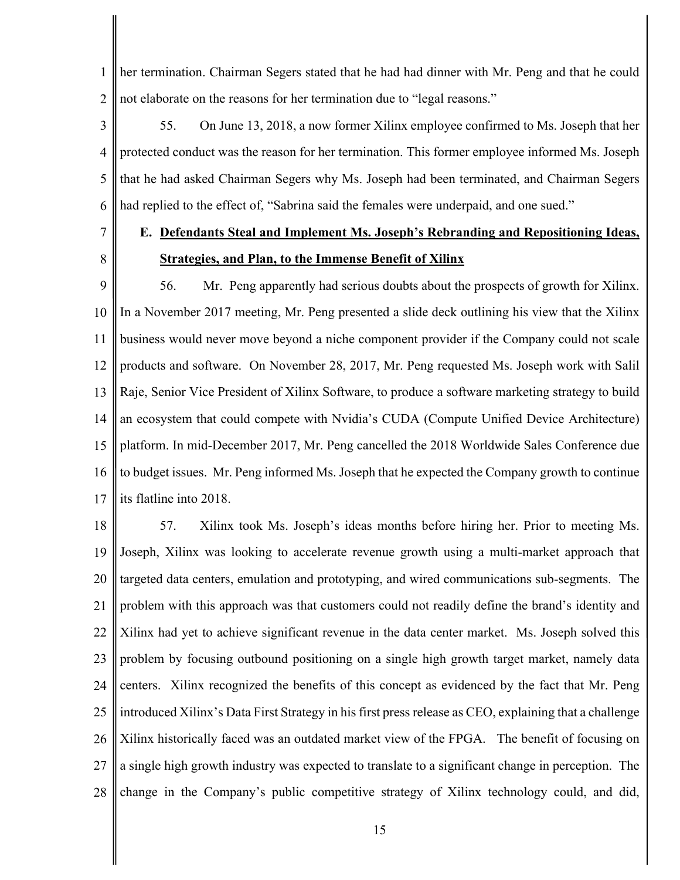her termination. Chairman Segers stated that he had had dinner with Mr. Peng and that he could not elaborate on the reasons for her termination due to "legal reasons."

55. On June 13, 2018, a now former Xilinx employee confirmed to Ms. Joseph that her protected conduct was the reason for her termination. This former employee informed Ms. Joseph that he had asked Chairman Segers why Ms. Joseph had been terminated, and Chairman Segers had replied to the effect of, "Sabrina said the females were underpaid, and one sued."

### E. <u>Defendants Steal and Implement Ms. Joseph's Rebranding and Repositioning Ideas, Strategies, and Plan, to the Immense Benefit of Xilinx</u>

56. Mr. Peng apparently had serious doubts about the prospects of growth for Xilinx. In a November 2017 meeting, Mr. Peng presented a slide deck outlining his view that the Xilinx business would never move beyond a niche component provider if the Company could not scale products and software. On November 28, 2017, Mr. Peng requested Ms. Joseph work with Salil Raje, Senior Vice President of Xilinx Software, to produce a software marketing strategy to build an ecosystem that could compete with Nvidia's CUDA (Compute Unified Device Architecture) platform. In mid-December 2017, Mr. Peng cancelled the 2018 Worldwide Sales Conference due to budget issues. Mr. Peng informed Ms. Joseph that he expected the Company growth to continue its flatline into 2018.

57. Xilinx took Ms. Joseph's ideas months before hiring her. Prior to meeting Ms. Joseph, Xilinx was looking to accelerate revenue growth using a multi-market approach that targeted data centers, emulation and prototyping, and wired communications sub-segments. The problem with this approach was that customers could not readily define the brand's identity and Xilinx had yet to achieve significant revenue in the data center market. Ms. Joseph solved this problem by focusing outbound positioning on a single high growth target market, namely data centers. Xilinx recognized the benefits of this concept as evidenced by the fact that Mr. Peng introduced Xilinx's Data First Strategy in his first press release as CEO, explaining that a challenge Xilinx historically faced was an outdated market view of the FPGA. The benefit of focusing on a single high growth industry was expected to translate to a significant change in perception. The change in the Company's public competitive strategy of Xilinx technology could, and did,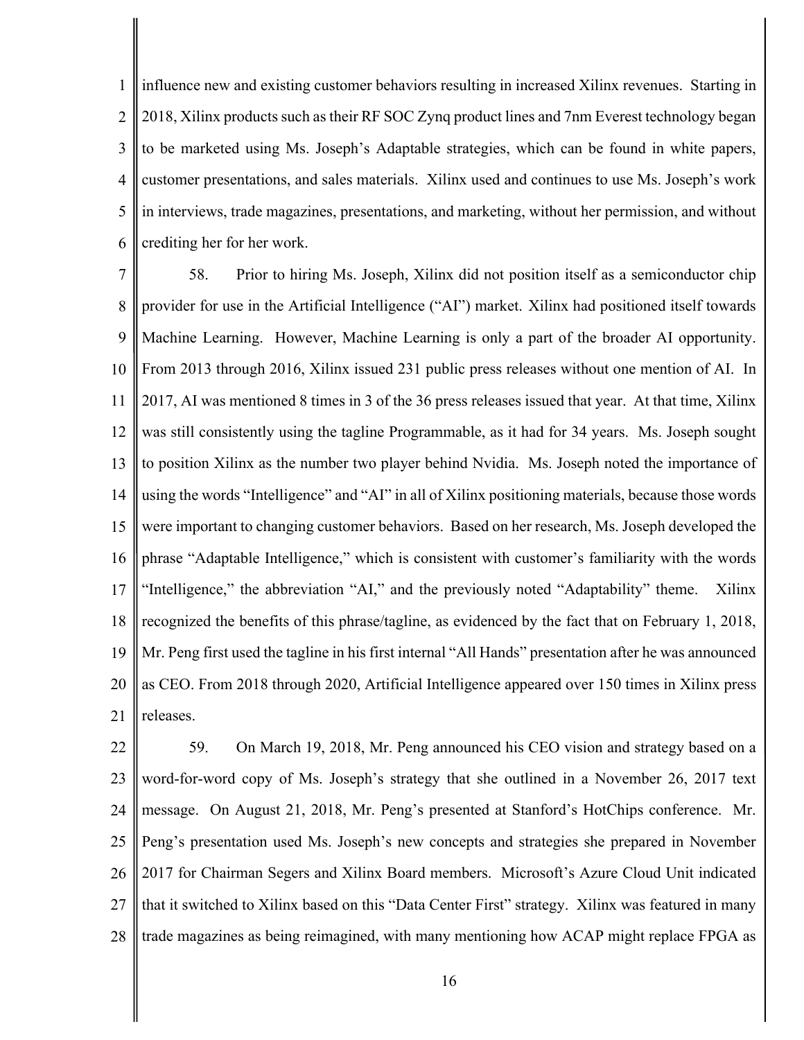influence new and existing customer behaviors resulting in increased Xilinx revenues. Starting in 2018, Xilinx products such as their RF SOC Zynq product lines and 7nm Everest technology began to be marketed using Ms. Joseph's Adaptable strategies, which can be found in white papers, customer presentations, and sales materials. Xilinx used and continues to use Ms. Joseph's work in interviews, trade magazines, presentations, and marketing, without her permission, and without crediting her for her work.

58. Prior to hiring Ms. Joseph, Xilinx did not position itself as a semiconductor chip provider for use in the Artificial Intelligence ("AI") market. Xilinx had positioned itself towards Machine Learning. However, Machine Learning is only a part of the broader AI opportunity. From 2013 through 2016, Xilinx issued 231 public press releases without one mention of AI. In 2017, AI was mentioned 8 times in 3 of the 36 press releases issued that year. At that time, Xilinx was still consistently using the tagline Programmable, as it had for 34 years. Ms. Joseph sought to position Xilinx as the number two player behind Nvidia. Ms. Joseph noted the importance of using the words "Intelligence" and "AI" in all of Xilinx positioning materials, because those words were important to changing customer behaviors. Based on her research, Ms. Joseph developed the phrase "Adaptable Intelligence," which is consistent with customer's familiarity with the words "Intelligence," the abbreviation "AI," and the previously noted "Adaptability" theme. Xilinx recognized the benefits of this phrase/tagline, as evidenced by the fact that on February 1, 2018, Mr. Peng first used the tagline in his first internal "All Hands" presentation after he was announced as CEO. From 2018 through 2020, Artificial Intelligence appeared over 150 times in Xilinx press releases.

59. On March 19, 2018, Mr. Peng announced his CEO vision and strategy based on a word-for-word copy of Ms. Joseph's strategy that she outlined in a November 26, 2017 text message. On August 21, 2018, Mr. Peng's presented at Stanford's HotChips conference. Mr. Peng's presentation used Ms. Joseph's new concepts and strategies she prepared in November 2017 for Chairman Segers and Xilinx Board members. Microsoft's Azure Cloud Unit indicated that it switched to Xilinx based on this "Data Center First" strategy. Xilinx was featured in many trade magazines as being reimagined, with many mentioning how ACAP might replace FPGA as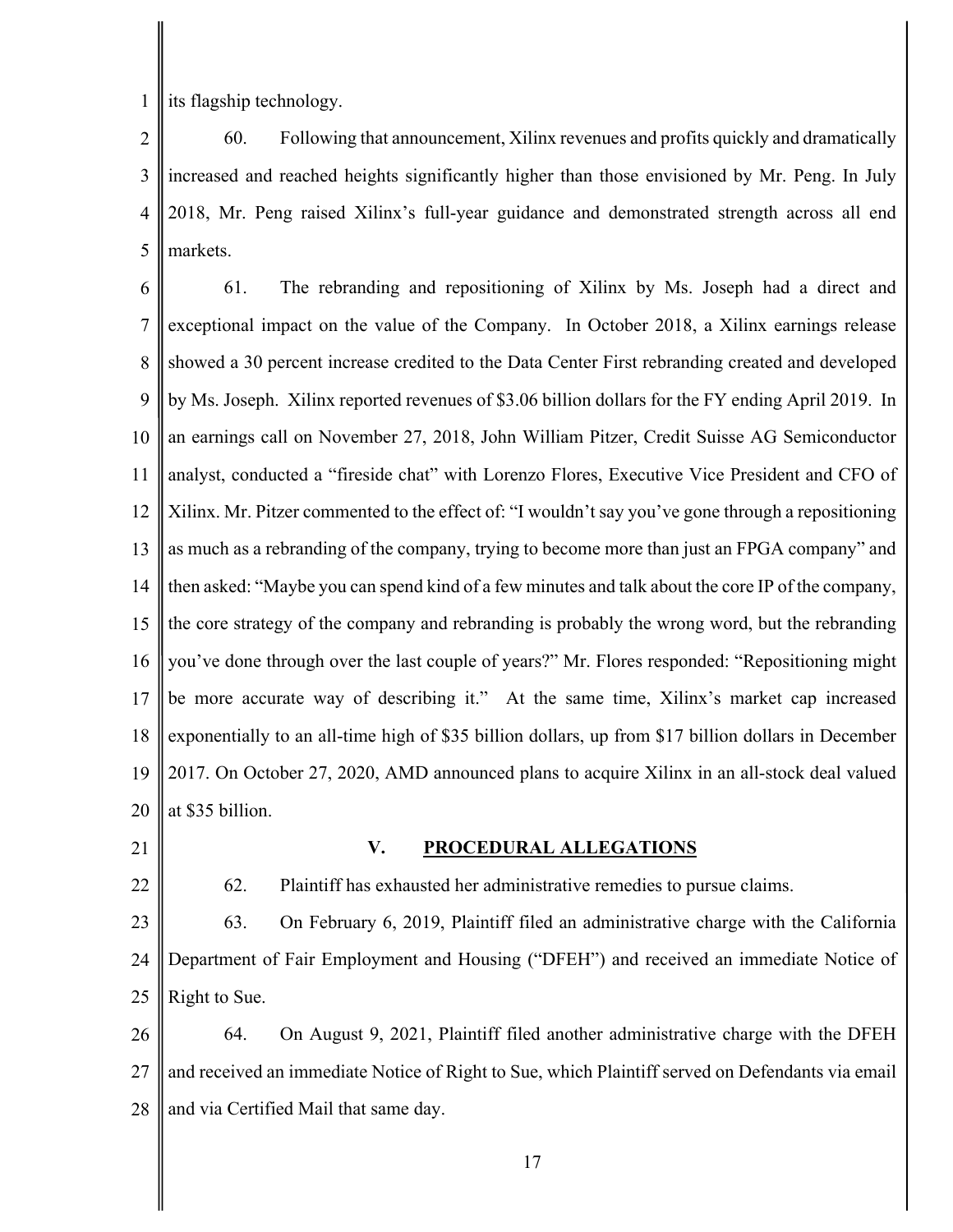its flagship technology.

60. Following that announcement, Xilinx revenues and profits quickly and dramatically increased and reached heights significantly higher than those envisioned by Mr. Peng. In July 2018, Mr. Peng raised Xilinx's full-year guidance and demonstrated strength across all end markets.

61. The rebranding and repositioning of Xilinx by Ms. Joseph had a direct and exceptional impact on the value of the Company. In October 2018, a Xilinx earnings release showed a 30 percent increase credited to the Data Center First rebranding created and developed by Ms. Joseph. Xilinx reported revenues of $3.06 billion dollars for the FY ending April 2019. In an earnings call on November 27, 2018, John William Pitzer, Credit Suisse AG Semiconductor analyst, conducted a "fireside chat" with Lorenzo Flores, Executive Vice President and CFO of Xilinx. Mr. Pitzer commented to the effect of: "I wouldn't say you've gone through a repositioning as much as a rebranding of the company, trying to become more than just an FPGA company" and then asked: "Maybe you can spend kind of a few minutes and talk about the core IP of the company, the core strategy of the company and rebranding is probably the wrong word, but the rebranding you've done through over the last couple of years?" Mr. Flores responded: "Repositioning might be more accurate way of describing it." At the same time, Xilinx's market cap increased exponentially to an all-time high of $35 billion dollars, up from $17 billion dollars in December 2017. On October 27, 2020, AMD announced plans to acquire Xilinx in an all-stock deal valued at $35 billion.

## V. PROCEDURAL ALLEGATIONS

62. Plaintiff has exhausted her administrative remedies to pursue claims.

63. On February 6, 2019, Plaintiff filed an administrative charge with the California Department of Fair Employment and Housing ("DFEH") and received an immediate Notice of Right to Sue.

64. On August 9, 2021, Plaintiff filed another administrative charge with the DFEH and received an immediate Notice of Right to Sue, which Plaintiff served on Defendants via email and via Certified Mail that same day.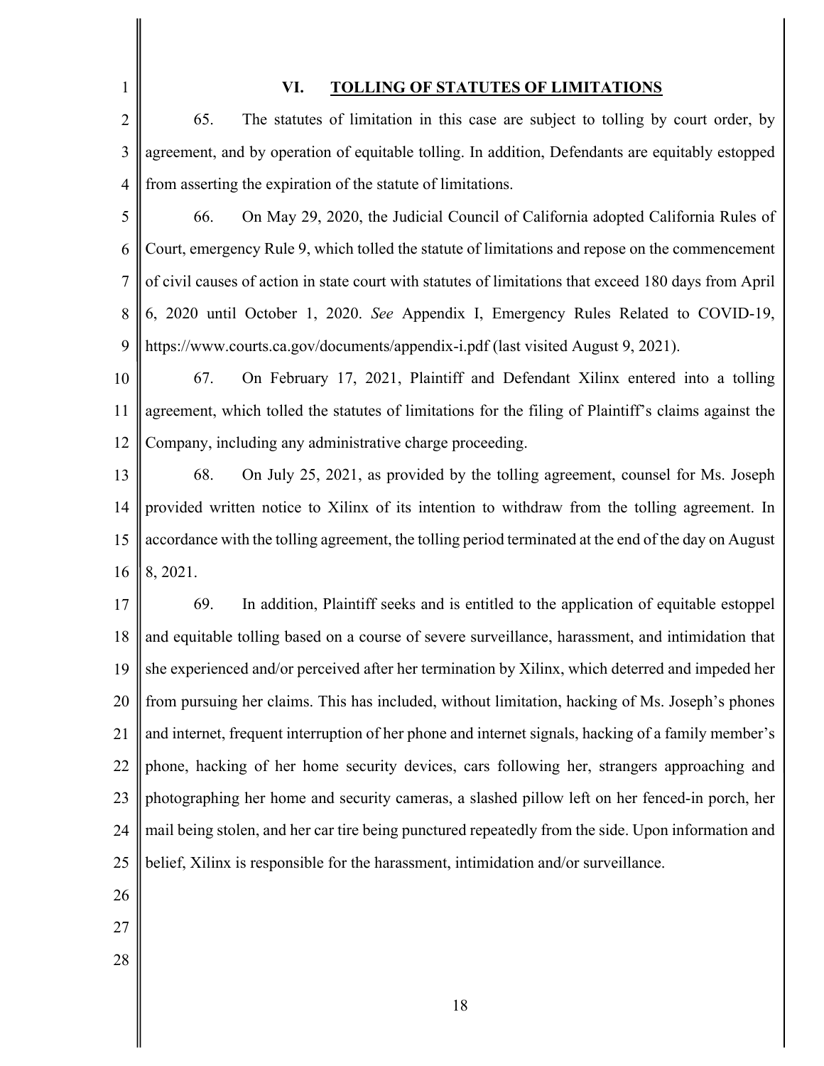## VI. TOLLING OF STATUTES OF LIMITATIONS

65. The statutes of limitation in this case are subject to tolling by court order, by agreement, and by operation of equitable tolling. In addition, Defendants are equitably estopped from asserting the expiration of the statute of limitations.

66. On May 29, 2020, the Judicial Council of California adopted California Rules of Court, emergency Rule 9, which tolled the statute of limitations and repose on the commencement of civil causes of action in state court with statutes of limitations that exceed 180 days from April 6, 2020 until October 1, 2020. *See* Appendix I, Emergency Rules Related to COVID-19, https://www.courts.ca.gov/documents/appendix-i.pdf (last visited August 9, 2021).

67. On February 17, 2021, Plaintiff and Defendant Xilinx entered into a tolling agreement, which tolled the statutes of limitations for the filing of Plaintiff's claims against the Company, including any administrative charge proceeding.

68. On July 25, 2021, as provided by the tolling agreement, counsel for Ms. Joseph provided written notice to Xilinx of its intention to withdraw from the tolling agreement. In accordance with the tolling agreement, the tolling period terminated at the end of the day on August 8, 2021.

69. In addition, Plaintiff seeks and is entitled to the application of equitable estoppel and equitable tolling based on a course of severe surveillance, harassment, and intimidation that she experienced and/or perceived after her termination by Xilinx, which deterred and impeded her from pursuing her claims. This has included, without limitation, hacking of Ms. Joseph's phones and internet, frequent interruption of her phone and internet signals, hacking of a family member's phone, hacking of her home security devices, cars following her, strangers approaching and photographing her home and security cameras, a slashed pillow left on her fenced-in porch, her mail being stolen, and her car tire being punctured repeatedly from the side. Upon information and belief, Xilinx is responsible for the harassment, intimidation and/or surveillance.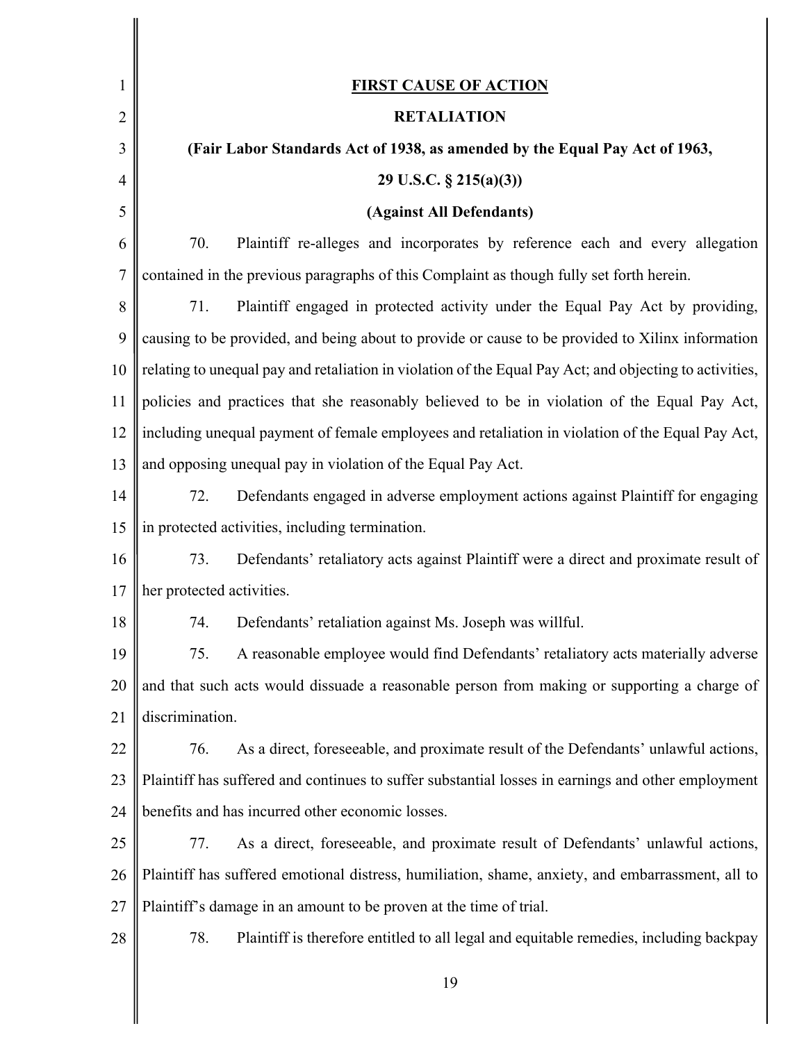**FIRST CAUSE OF ACTION**

**RETALIATION**

**(Fair Labor Standards Act of 1938, as amended by the Equal Pay Act of 1963, 29 U.S.C. § 215(a)(3))**

**(Against All Defendants)**

70. Plaintiff re-alleges and incorporates by reference each and every allegation contained in the previous paragraphs of this Complaint as though fully set forth herein.

71. Plaintiff engaged in protected activity under the Equal Pay Act by providing, causing to be provided, and being about to provide or cause to be provided to Xilinx information relating to unequal pay and retaliation in violation of the Equal Pay Act; and objecting to activities, policies and practices that she reasonably believed to be in violation of the Equal Pay Act, including unequal payment of female employees and retaliation in violation of the Equal Pay Act, and opposing unequal pay in violation of the Equal Pay Act.

72. Defendants engaged in adverse employment actions against Plaintiff for engaging in protected activities, including termination.

73. Defendants' retaliatory acts against Plaintiff were a direct and proximate result of her protected activities.

74. Defendants' retaliation against Ms. Joseph was willful.

75. A reasonable employee would find Defendants' retaliatory acts materially adverse and that such acts would dissuade a reasonable person from making or supporting a charge of discrimination.

76. As a direct, foreseeable, and proximate result of the Defendants' unlawful actions, Plaintiff has suffered and continues to suffer substantial losses in earnings and other employment benefits and has incurred other economic losses.

77. As a direct, foreseeable, and proximate result of Defendants' unlawful actions, Plaintiff has suffered emotional distress, humiliation, shame, anxiety, and embarrassment, all to Plaintiff's damage in an amount to be proven at the time of trial.

78. Plaintiff is therefore entitled to all legal and equitable remedies, including backpay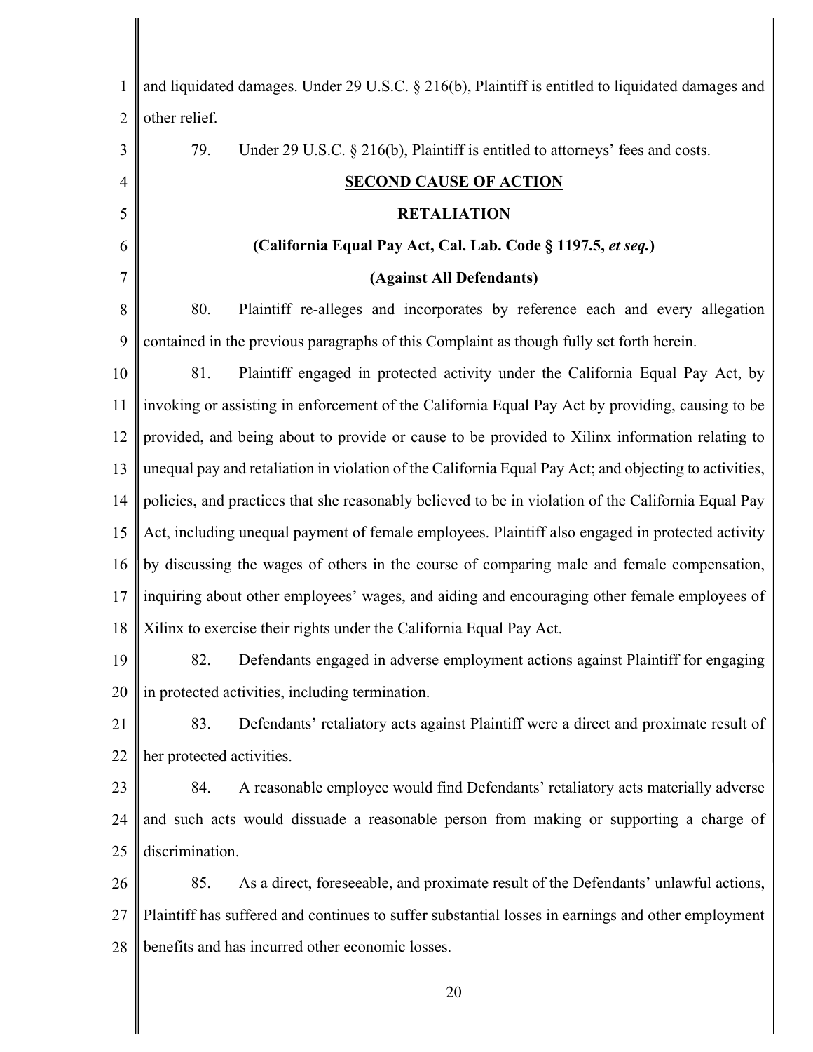and liquidated damages. Under 29 U.S.C. § 216(b), Plaintiff is entitled to liquidated damages and other relief.

79. Under 29 U.S.C. § 216(b), Plaintiff is entitled to attorneys' fees and costs.

**SECOND CAUSE OF ACTION**

**RETALIATION**

**(California Equal Pay Act, Cal. Lab. Code § 1197.5, *et seq.*)**

**(Against All Defendants)**

80. Plaintiff re-alleges and incorporates by reference each and every allegation contained in the previous paragraphs of this Complaint as though fully set forth herein.

81. Plaintiff engaged in protected activity under the California Equal Pay Act, by invoking or assisting in enforcement of the California Equal Pay Act by providing, causing to be provided, and being about to provide or cause to be provided to Xilinx information relating to unequal pay and retaliation in violation of the California Equal Pay Act; and objecting to activities, policies, and practices that she reasonably believed to be in violation of the California Equal Pay Act, including unequal payment of female employees. Plaintiff also engaged in protected activity by discussing the wages of others in the course of comparing male and female compensation, inquiring about other employees' wages, and aiding and encouraging other female employees of Xilinx to exercise their rights under the California Equal Pay Act.

82. Defendants engaged in adverse employment actions against Plaintiff for engaging in protected activities, including termination.

83. Defendants' retaliatory acts against Plaintiff were a direct and proximate result of her protected activities.

84. A reasonable employee would find Defendants' retaliatory acts materially adverse and such acts would dissuade a reasonable person from making or supporting a charge of discrimination.

85. As a direct, foreseeable, and proximate result of the Defendants' unlawful actions, Plaintiff has suffered and continues to suffer substantial losses in earnings and other employment benefits and has incurred other economic losses.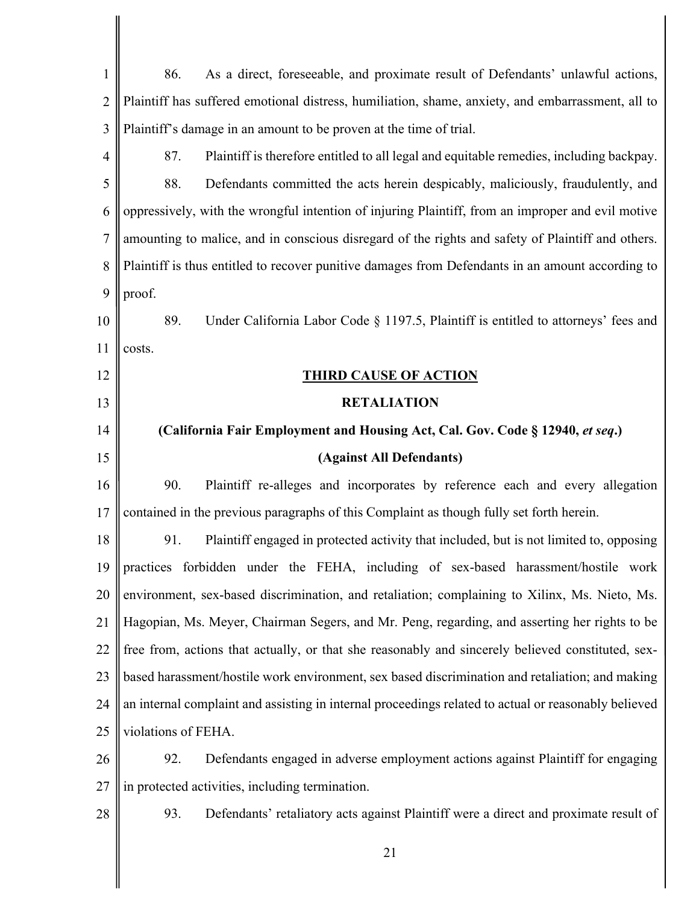86. As a direct, foreseeable, and proximate result of Defendants' unlawful actions, Plaintiff has suffered emotional distress, humiliation, shame, anxiety, and embarrassment, all to Plaintiff's damage in an amount to be proven at the time of trial.

87. Plaintiff is therefore entitled to all legal and equitable remedies, including backpay.

88. Defendants committed the acts herein despicably, maliciously, fraudulently, and oppressively, with the wrongful intention of injuring Plaintiff, from an improper and evil motive amounting to malice, and in conscious disregard of the rights and safety of Plaintiff and others. Plaintiff is thus entitled to recover punitive damages from Defendants in an amount according to proof.

89. Under California Labor Code § 1197.5, Plaintiff is entitled to attorneys' fees and costs.

## THIRD CAUSE OF ACTION

### RETALIATION

**(California Fair Employment and Housing Act, Cal. Gov. Code § 12940, *et seq*.)**

**(Against All Defendants)**

90. Plaintiff re-alleges and incorporates by reference each and every allegation contained in the previous paragraphs of this Complaint as though fully set forth herein.

91. Plaintiff engaged in protected activity that included, but is not limited to, opposing practices forbidden under the FEHA, including of sex-based harassment/hostile work environment, sex-based discrimination, and retaliation; complaining to Xilinx, Ms. Nieto, Ms. Hagopian, Ms. Meyer, Chairman Segers, and Mr. Peng, regarding, and asserting her rights to be free from, actions that actually, or that she reasonably and sincerely believed constituted, sex-based harassment/hostile work environment, sex based discrimination and retaliation; and making an internal complaint and assisting in internal proceedings related to actual or reasonably believed violations of FEHA.

92. Defendants engaged in adverse employment actions against Plaintiff for engaging in protected activities, including termination.

93. Defendants' retaliatory acts against Plaintiff were a direct and proximate result of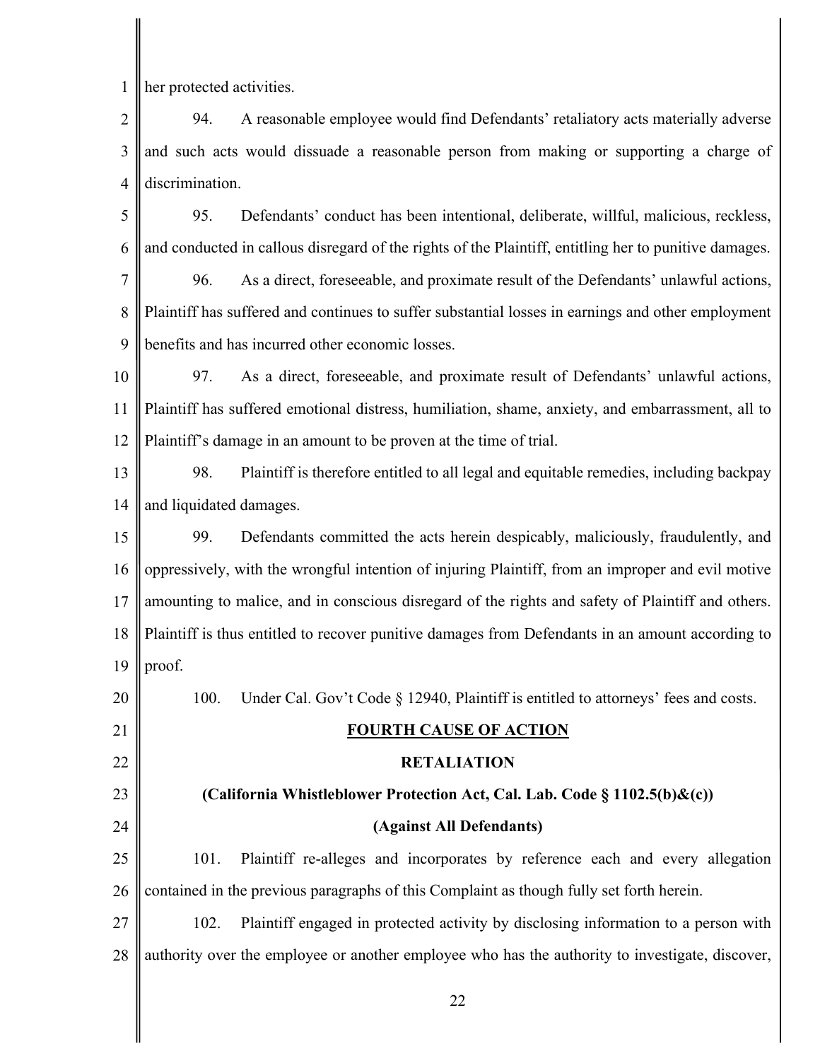her protected activities.

94. A reasonable employee would find Defendants' retaliatory acts materially adverse and such acts would dissuade a reasonable person from making or supporting a charge of discrimination.

95. Defendants' conduct has been intentional, deliberate, willful, malicious, reckless, and conducted in callous disregard of the rights of the Plaintiff, entitling her to punitive damages.

96. As a direct, foreseeable, and proximate result of the Defendants' unlawful actions, Plaintiff has suffered and continues to suffer substantial losses in earnings and other employment benefits and has incurred other economic losses.

97. As a direct, foreseeable, and proximate result of Defendants' unlawful actions, Plaintiff has suffered emotional distress, humiliation, shame, anxiety, and embarrassment, all to Plaintiff's damage in an amount to be proven at the time of trial.

98. Plaintiff is therefore entitled to all legal and equitable remedies, including backpay and liquidated damages.

99. Defendants committed the acts herein despicably, maliciously, fraudulently, and oppressively, with the wrongful intention of injuring Plaintiff, from an improper and evil motive amounting to malice, and in conscious disregard of the rights and safety of Plaintiff and others. Plaintiff is thus entitled to recover punitive damages from Defendants in an amount according to proof.

100. Under Cal. Gov't Code § 12940, Plaintiff is entitled to attorneys' fees and costs.

## FOURTH CAUSE OF ACTION

## RETALIATION

### (California Whistleblower Protection Act, Cal. Lab. Code § 1102.5(b)&(c))

### (Against All Defendants)

101. Plaintiff re-alleges and incorporates by reference each and every allegation contained in the previous paragraphs of this Complaint as though fully set forth herein.

102. Plaintiff engaged in protected activity by disclosing information to a person with authority over the employee or another employee who has the authority to investigate, discover,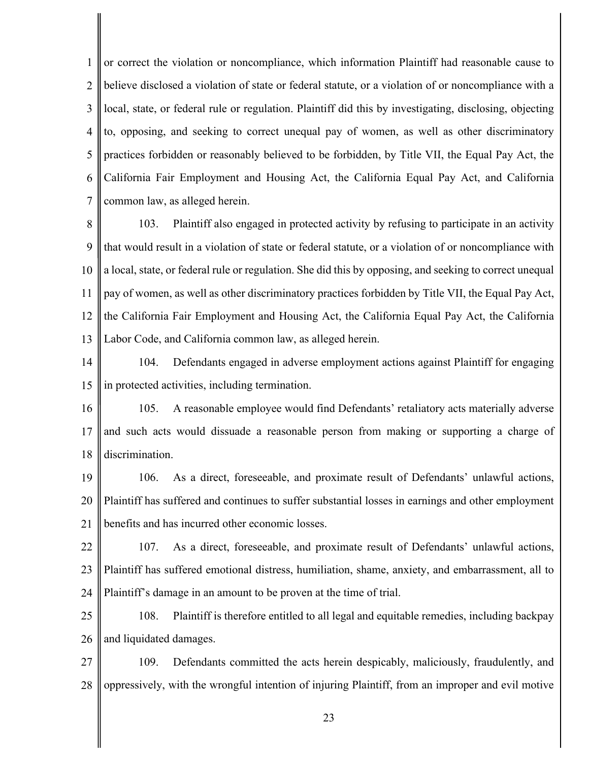or correct the violation or noncompliance, which information Plaintiff had reasonable cause to believe disclosed a violation of state or federal statute, or a violation of or noncompliance with a local, state, or federal rule or regulation. Plaintiff did this by investigating, disclosing, objecting to, opposing, and seeking to correct unequal pay of women, as well as other discriminatory practices forbidden or reasonably believed to be forbidden, by Title VII, the Equal Pay Act, the California Fair Employment and Housing Act, the California Equal Pay Act, and California common law, as alleged herein.

103. Plaintiff also engaged in protected activity by refusing to participate in an activity that would result in a violation of state or federal statute, or a violation of or noncompliance with a local, state, or federal rule or regulation. She did this by opposing, and seeking to correct unequal pay of women, as well as other discriminatory practices forbidden by Title VII, the Equal Pay Act, the California Fair Employment and Housing Act, the California Equal Pay Act, the California Labor Code, and California common law, as alleged herein.

104. Defendants engaged in adverse employment actions against Plaintiff for engaging in protected activities, including termination.

105. A reasonable employee would find Defendants' retaliatory acts materially adverse and such acts would dissuade a reasonable person from making or supporting a charge of discrimination.

106. As a direct, foreseeable, and proximate result of Defendants' unlawful actions, Plaintiff has suffered and continues to suffer substantial losses in earnings and other employment benefits and has incurred other economic losses.

107. As a direct, foreseeable, and proximate result of Defendants' unlawful actions, Plaintiff has suffered emotional distress, humiliation, shame, anxiety, and embarrassment, all to Plaintiff's damage in an amount to be proven at the time of trial.

108. Plaintiff is therefore entitled to all legal and equitable remedies, including backpay and liquidated damages.

109. Defendants committed the acts herein despicably, maliciously, fraudulently, and oppressively, with the wrongful intention of injuring Plaintiff, from an improper and evil motive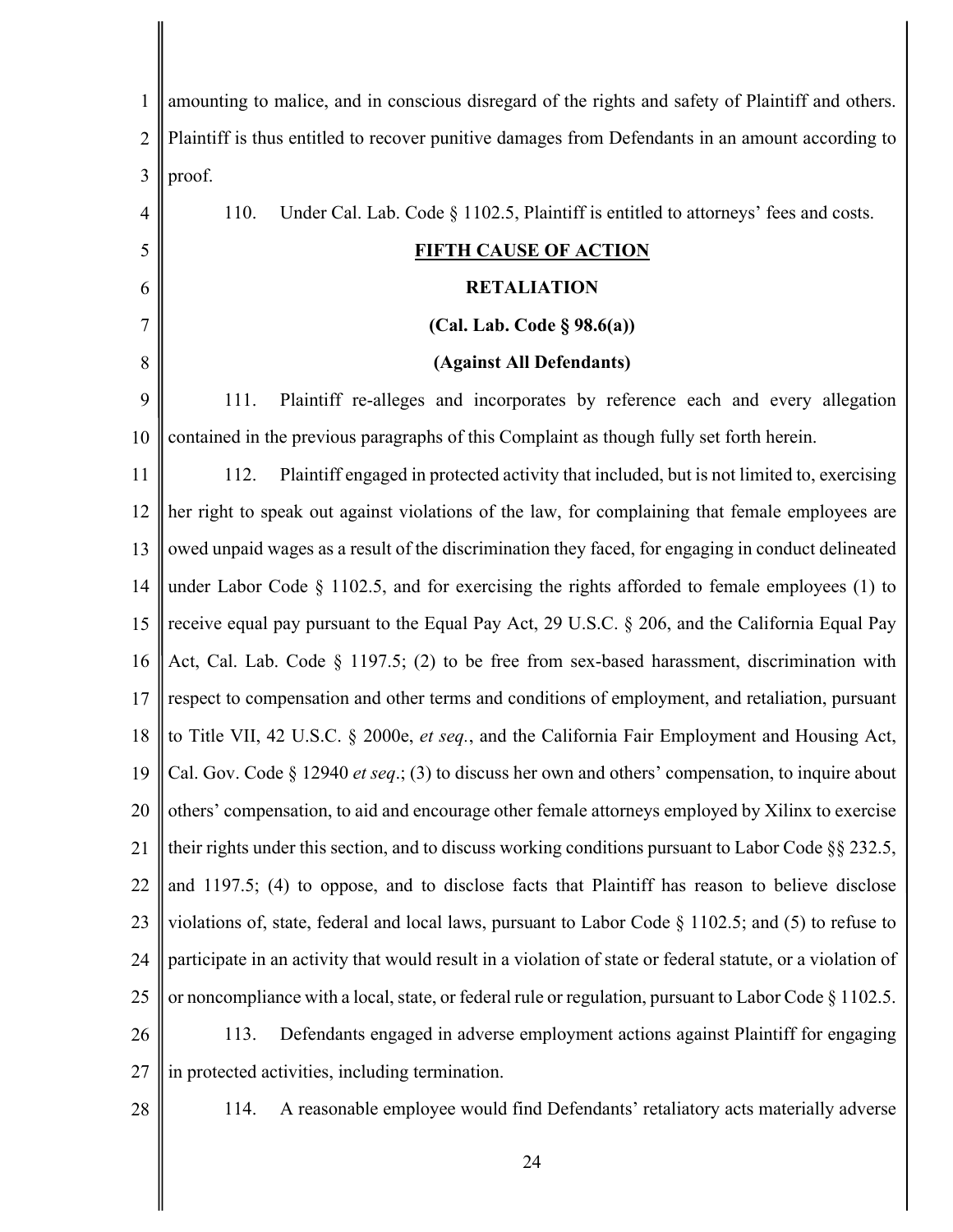amounting to malice, and in conscious disregard of the rights and safety of Plaintiff and others. Plaintiff is thus entitled to recover punitive damages from Defendants in an amount according to proof.

110. Under Cal. Lab. Code § 1102.5, Plaintiff is entitled to attorneys' fees and costs.

**FIFTH CAUSE OF ACTION**

**RETALIATION**

**(Cal. Lab. Code § 98.6(a))**

**(Against All Defendants)**

111. Plaintiff re-alleges and incorporates by reference each and every allegation contained in the previous paragraphs of this Complaint as though fully set forth herein.

112. Plaintiff engaged in protected activity that included, but is not limited to, exercising her right to speak out against violations of the law, for complaining that female employees are owed unpaid wages as a result of the discrimination they faced, for engaging in conduct delineated under Labor Code § 1102.5, and for exercising the rights afforded to female employees (1) to receive equal pay pursuant to the Equal Pay Act, 29 U.S.C. § 206, and the California Equal Pay Act, Cal. Lab. Code § 1197.5; (2) to be free from sex-based harassment, discrimination with respect to compensation and other terms and conditions of employment, and retaliation, pursuant to Title VII, 42 U.S.C. § 2000e, *et seq.*, and the California Fair Employment and Housing Act, Cal. Gov. Code § 12940 *et seq*.; (3) to discuss her own and others' compensation, to inquire about others' compensation, to aid and encourage other female attorneys employed by Xilinx to exercise their rights under this section, and to discuss working conditions pursuant to Labor Code §§ 232.5, and 1197.5; (4) to oppose, and to disclose facts that Plaintiff has reason to believe disclose violations of, state, federal and local laws, pursuant to Labor Code § 1102.5; and (5) to refuse to participate in an activity that would result in a violation of state or federal statute, or a violation of or noncompliance with a local, state, or federal rule or regulation, pursuant to Labor Code § 1102.5.

113. Defendants engaged in adverse employment actions against Plaintiff for engaging in protected activities, including termination.

114. A reasonable employee would find Defendants' retaliatory acts materially adverse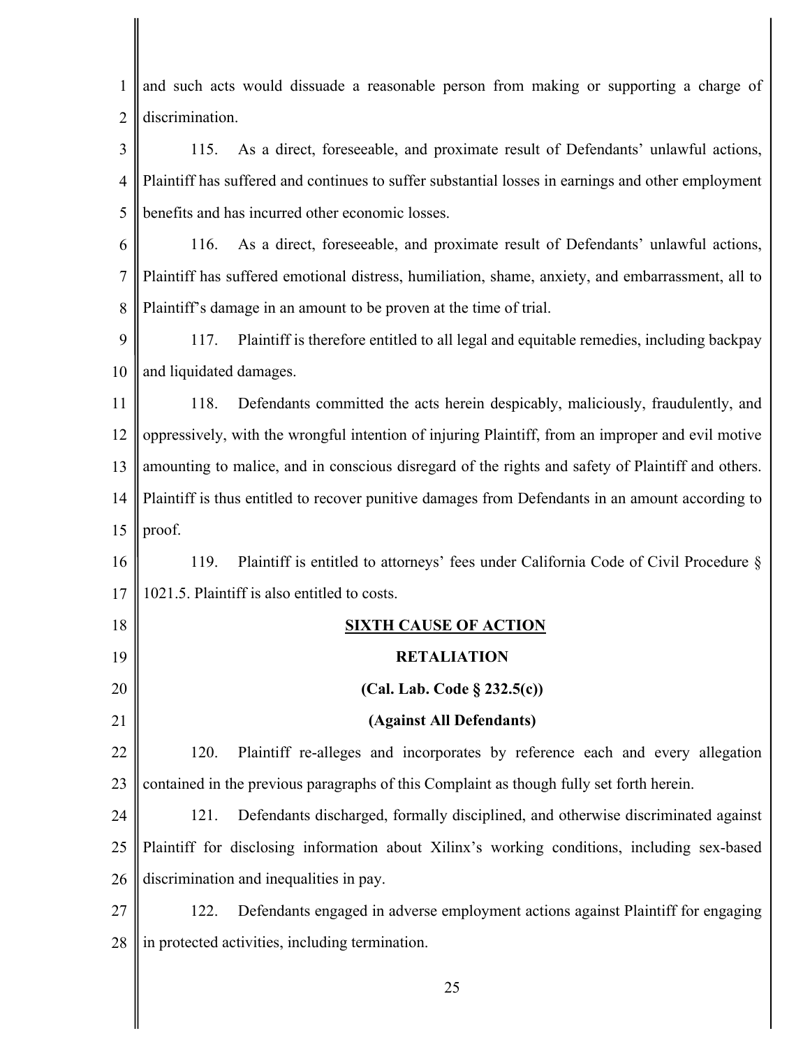and such acts would dissuade a reasonable person from making or supporting a charge of discrimination.

115. As a direct, foreseeable, and proximate result of Defendants' unlawful actions, Plaintiff has suffered and continues to suffer substantial losses in earnings and other employment benefits and has incurred other economic losses.

116. As a direct, foreseeable, and proximate result of Defendants' unlawful actions, Plaintiff has suffered emotional distress, humiliation, shame, anxiety, and embarrassment, all to Plaintiff's damage in an amount to be proven at the time of trial.

117. Plaintiff is therefore entitled to all legal and equitable remedies, including backpay and liquidated damages.

118. Defendants committed the acts herein despicably, maliciously, fraudulently, and oppressively, with the wrongful intention of injuring Plaintiff, from an improper and evil motive amounting to malice, and in conscious disregard of the rights and safety of Plaintiff and others. Plaintiff is thus entitled to recover punitive damages from Defendants in an amount according to proof.

119. Plaintiff is entitled to attorneys' fees under California Code of Civil Procedure § 1021.5. Plaintiff is also entitled to costs.

**SIXTH CAUSE OF ACTION**

**RETALIATION**

**(Cal. Lab. Code § 232.5(c))**

**(Against All Defendants)**

120. Plaintiff re-alleges and incorporates by reference each and every allegation contained in the previous paragraphs of this Complaint as though fully set forth herein.

121. Defendants discharged, formally disciplined, and otherwise discriminated against Plaintiff for disclosing information about Xilinx's working conditions, including sex-based discrimination and inequalities in pay.

122. Defendants engaged in adverse employment actions against Plaintiff for engaging in protected activities, including termination.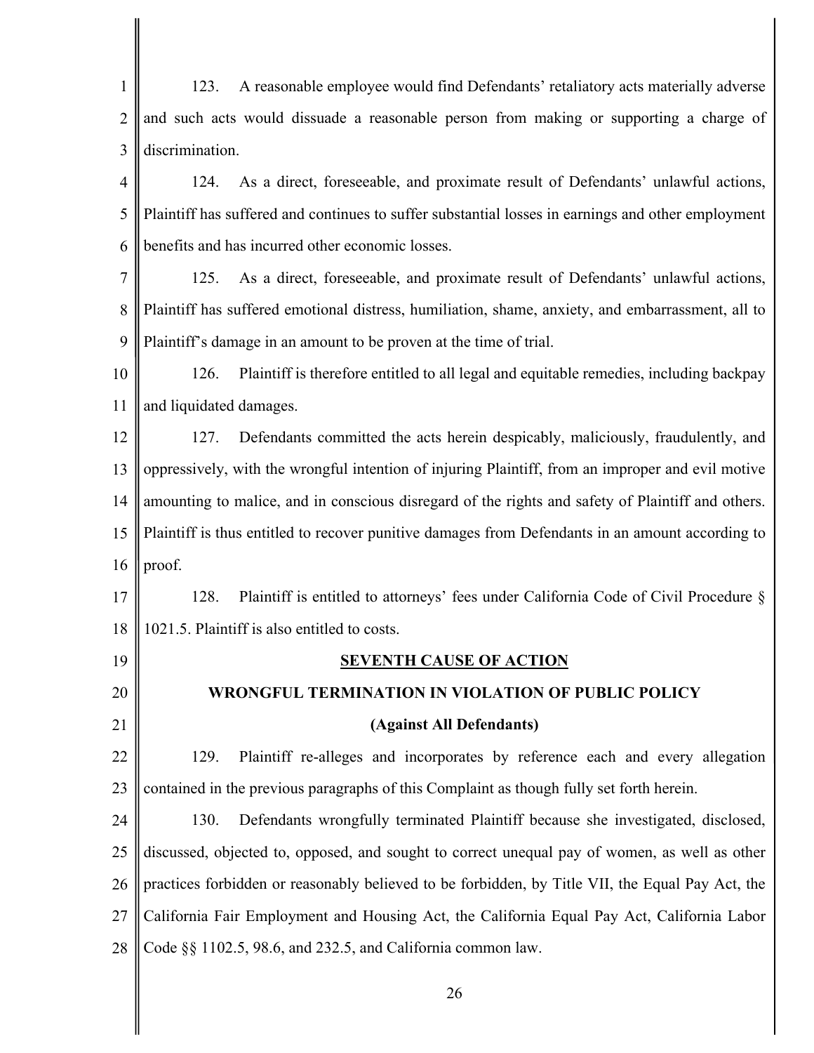123. A reasonable employee would find Defendants' retaliatory acts materially adverse and such acts would dissuade a reasonable person from making or supporting a charge of discrimination.

124. As a direct, foreseeable, and proximate result of Defendants' unlawful actions, Plaintiff has suffered and continues to suffer substantial losses in earnings and other employment benefits and has incurred other economic losses.

125. As a direct, foreseeable, and proximate result of Defendants' unlawful actions, Plaintiff has suffered emotional distress, humiliation, shame, anxiety, and embarrassment, all to Plaintiff's damage in an amount to be proven at the time of trial.

126. Plaintiff is therefore entitled to all legal and equitable remedies, including backpay and liquidated damages.

127. Defendants committed the acts herein despicably, maliciously, fraudulently, and oppressively, with the wrongful intention of injuring Plaintiff, from an improper and evil motive amounting to malice, and in conscious disregard of the rights and safety of Plaintiff and others. Plaintiff is thus entitled to recover punitive damages from Defendants in an amount according to proof.

128. Plaintiff is entitled to attorneys' fees under California Code of Civil Procedure § 1021.5. Plaintiff is also entitled to costs.

## SEVENTH CAUSE OF ACTION

## WRONGFUL TERMINATION IN VIOLATION OF PUBLIC POLICY

**(Against All Defendants)**

129. Plaintiff re-alleges and incorporates by reference each and every allegation contained in the previous paragraphs of this Complaint as though fully set forth herein.

130. Defendants wrongfully terminated Plaintiff because she investigated, disclosed, discussed, objected to, opposed, and sought to correct unequal pay of women, as well as other practices forbidden or reasonably believed to be forbidden, by Title VII, the Equal Pay Act, the California Fair Employment and Housing Act, the California Equal Pay Act, California Labor Code §§ 1102.5, 98.6, and 232.5, and California common law.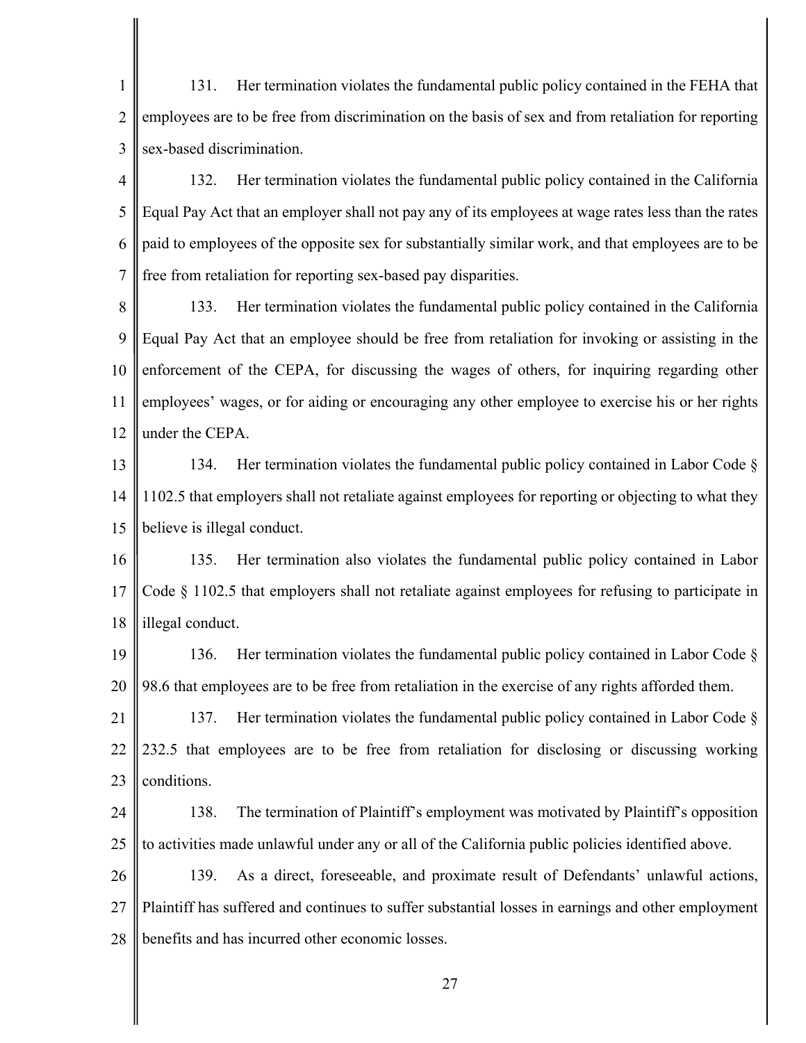131. Her termination violates the fundamental public policy contained in the FEHA that employees are to be free from discrimination on the basis of sex and from retaliation for reporting sex-based discrimination.

132. Her termination violates the fundamental public policy contained in the California Equal Pay Act that an employer shall not pay any of its employees at wage rates less than the rates paid to employees of the opposite sex for substantially similar work, and that employees are to be free from retaliation for reporting sex-based pay disparities.

133. Her termination violates the fundamental public policy contained in the California Equal Pay Act that an employee should be free from retaliation for invoking or assisting in the enforcement of the CEPA, for discussing the wages of others, for inquiring regarding other employees' wages, or for aiding or encouraging any other employee to exercise his or her rights under the CEPA.

134. Her termination violates the fundamental public policy contained in Labor Code § 1102.5 that employers shall not retaliate against employees for reporting or objecting to what they believe is illegal conduct.

135. Her termination also violates the fundamental public policy contained in Labor Code § 1102.5 that employers shall not retaliate against employees for refusing to participate in illegal conduct.

136. Her termination violates the fundamental public policy contained in Labor Code § 98.6 that employees are to be free from retaliation in the exercise of any rights afforded them.

137. Her termination violates the fundamental public policy contained in Labor Code § 232.5 that employees are to be free from retaliation for disclosing or discussing working conditions.

138. The termination of Plaintiff's employment was motivated by Plaintiff's opposition to activities made unlawful under any or all of the California public policies identified above.

139. As a direct, foreseeable, and proximate result of Defendants' unlawful actions, Plaintiff has suffered and continues to suffer substantial losses in earnings and other employment benefits and has incurred other economic losses.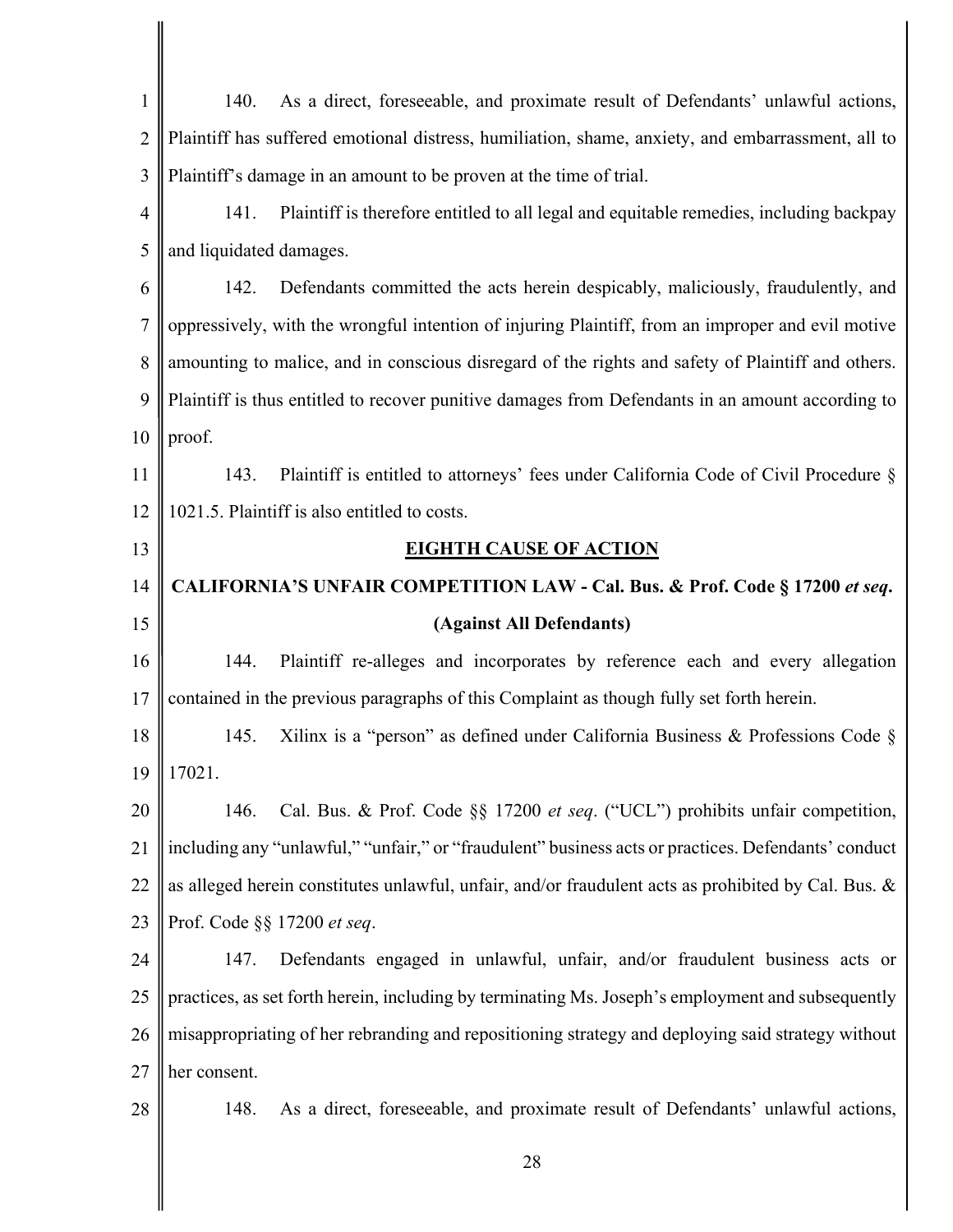140. As a direct, foreseeable, and proximate result of Defendants' unlawful actions, Plaintiff has suffered emotional distress, humiliation, shame, anxiety, and embarrassment, all to Plaintiff's damage in an amount to be proven at the time of trial.

141. Plaintiff is therefore entitled to all legal and equitable remedies, including backpay and liquidated damages.

142. Defendants committed the acts herein despicably, maliciously, fraudulently, and oppressively, with the wrongful intention of injuring Plaintiff, from an improper and evil motive amounting to malice, and in conscious disregard of the rights and safety of Plaintiff and others. Plaintiff is thus entitled to recover punitive damages from Defendants in an amount according to proof.

143. Plaintiff is entitled to attorneys' fees under California Code of Civil Procedure § 1021.5. Plaintiff is also entitled to costs.

## EIGHTH CAUSE OF ACTION

### CALIFORNIA'S UNFAIR COMPETITION LAW - Cal. Bus. & Prof. Code § 17200 *et seq*.

### (Against All Defendants)

144. Plaintiff re-alleges and incorporates by reference each and every allegation contained in the previous paragraphs of this Complaint as though fully set forth herein.

145. Xilinx is a "person" as defined under California Business & Professions Code § 17021.

146. Cal. Bus. & Prof. Code §§ 17200 *et seq*. ("UCL") prohibits unfair competition, including any "unlawful," "unfair," or "fraudulent" business acts or practices. Defendants' conduct as alleged herein constitutes unlawful, unfair, and/or fraudulent acts as prohibited by Cal. Bus. & Prof. Code §§ 17200 *et seq*.

147. Defendants engaged in unlawful, unfair, and/or fraudulent business acts or practices, as set forth herein, including by terminating Ms. Joseph's employment and subsequently misappropriating of her rebranding and repositioning strategy and deploying said strategy without her consent.

148. As a direct, foreseeable, and proximate result of Defendants' unlawful actions,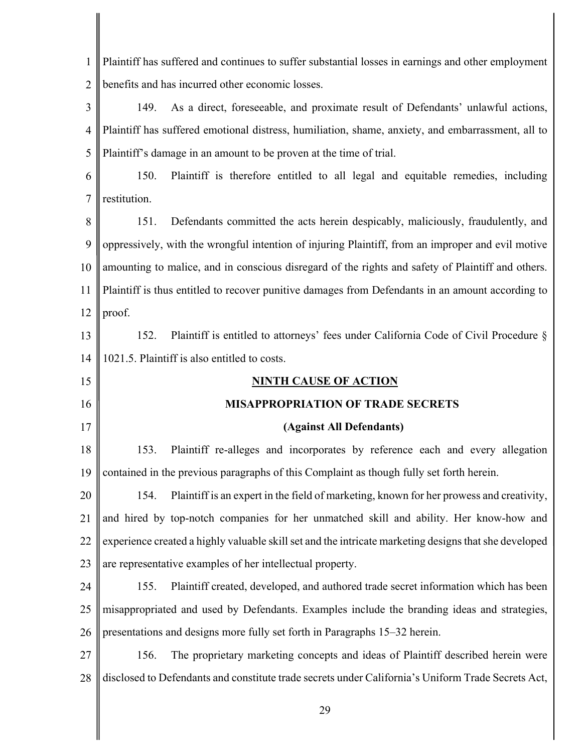Plaintiff has suffered and continues to suffer substantial losses in earnings and other employment benefits and has incurred other economic losses.

149. As a direct, foreseeable, and proximate result of Defendants' unlawful actions, Plaintiff has suffered emotional distress, humiliation, shame, anxiety, and embarrassment, all to Plaintiff's damage in an amount to be proven at the time of trial.

150. Plaintiff is therefore entitled to all legal and equitable remedies, including restitution.

151. Defendants committed the acts herein despicably, maliciously, fraudulently, and oppressively, with the wrongful intention of injuring Plaintiff, from an improper and evil motive amounting to malice, and in conscious disregard of the rights and safety of Plaintiff and others. Plaintiff is thus entitled to recover punitive damages from Defendants in an amount according to proof.

152. Plaintiff is entitled to attorneys' fees under California Code of Civil Procedure § 1021.5. Plaintiff is also entitled to costs.

**<u>NINTH CAUSE OF ACTION</u>**

**MISAPPROPRIATION OF TRADE SECRETS**

**(Against All Defendants)**

153. Plaintiff re-alleges and incorporates by reference each and every allegation contained in the previous paragraphs of this Complaint as though fully set forth herein.

154. Plaintiff is an expert in the field of marketing, known for her prowess and creativity, and hired by top-notch companies for her unmatched skill and ability. Her know-how and experience created a highly valuable skill set and the intricate marketing designs that she developed are representative examples of her intellectual property.

155. Plaintiff created, developed, and authored trade secret information which has been misappropriated and used by Defendants. Examples include the branding ideas and strategies, presentations and designs more fully set forth in Paragraphs 15–32 herein.

156. The proprietary marketing concepts and ideas of Plaintiff described herein were disclosed to Defendants and constitute trade secrets under California's Uniform Trade Secrets Act,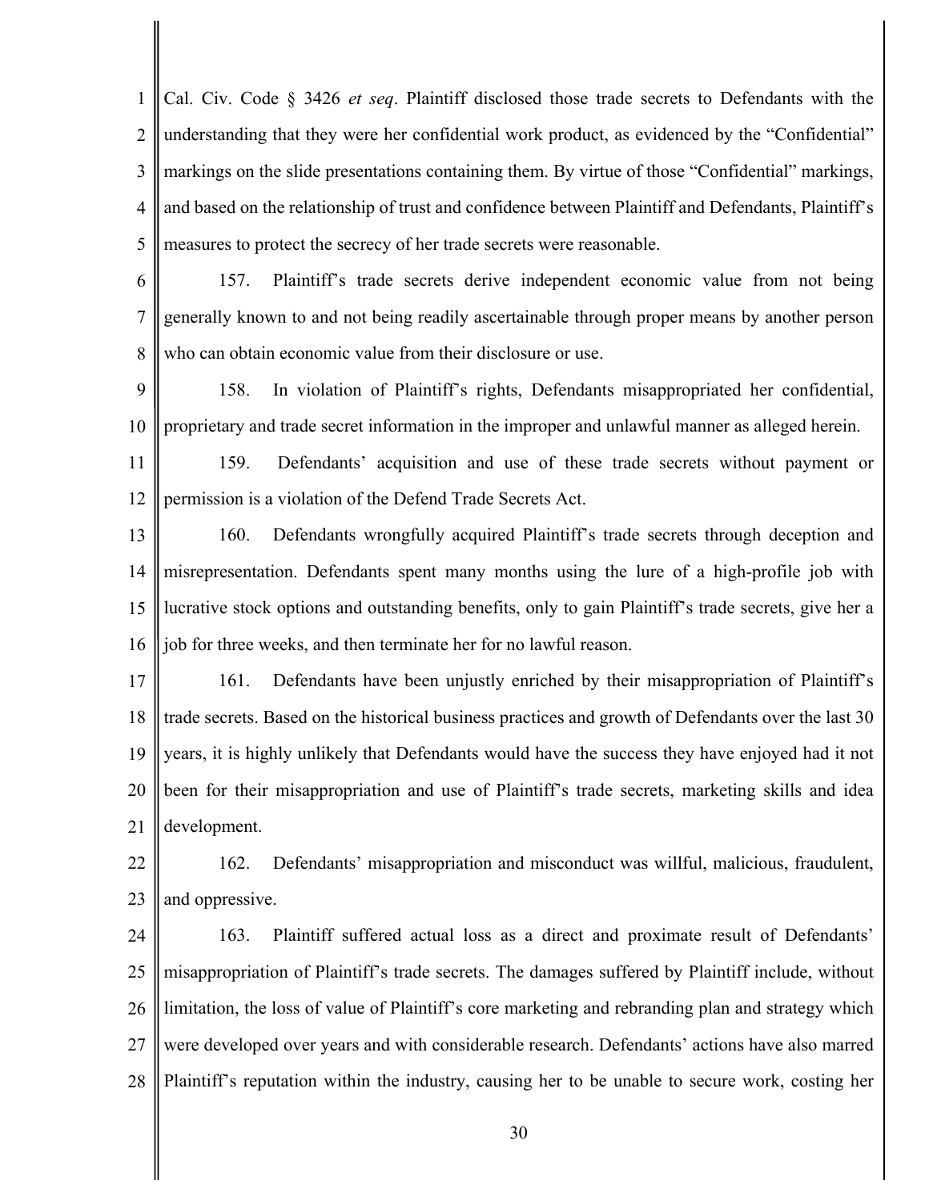Cal. Civ. Code § 3426 *et seq*. Plaintiff disclosed those trade secrets to Defendants with the understanding that they were her confidential work product, as evidenced by the "Confidential" markings on the slide presentations containing them. By virtue of those "Confidential" markings, and based on the relationship of trust and confidence between Plaintiff and Defendants, Plaintiff's measures to protect the secrecy of her trade secrets were reasonable.

157. Plaintiff's trade secrets derive independent economic value from not being generally known to and not being readily ascertainable through proper means by another person who can obtain economic value from their disclosure or use.

158. In violation of Plaintiff's rights, Defendants misappropriated her confidential, proprietary and trade secret information in the improper and unlawful manner as alleged herein.

159. Defendants' acquisition and use of these trade secrets without payment or permission is a violation of the Defend Trade Secrets Act.

160. Defendants wrongfully acquired Plaintiff's trade secrets through deception and misrepresentation. Defendants spent many months using the lure of a high-profile job with lucrative stock options and outstanding benefits, only to gain Plaintiff's trade secrets, give her a job for three weeks, and then terminate her for no lawful reason.

161. Defendants have been unjustly enriched by their misappropriation of Plaintiff's trade secrets. Based on the historical business practices and growth of Defendants over the last 30 years, it is highly unlikely that Defendants would have the success they have enjoyed had it not been for their misappropriation and use of Plaintiff's trade secrets, marketing skills and idea development.

162. Defendants' misappropriation and misconduct was willful, malicious, fraudulent, and oppressive.

163. Plaintiff suffered actual loss as a direct and proximate result of Defendants' misappropriation of Plaintiff's trade secrets. The damages suffered by Plaintiff include, without limitation, the loss of value of Plaintiff's core marketing and rebranding plan and strategy which were developed over years and with considerable research. Defendants' actions have also marred Plaintiff's reputation within the industry, causing her to be unable to secure work, costing her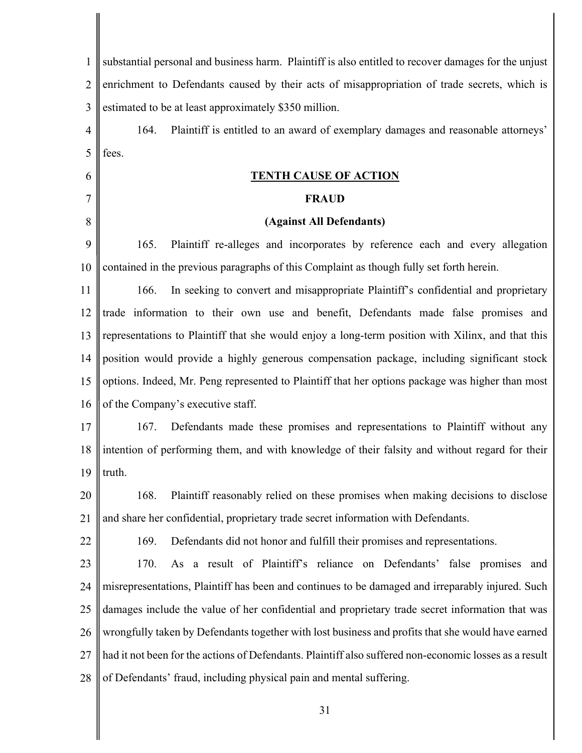substantial personal and business harm. Plaintiff is also entitled to recover damages for the unjust enrichment to Defendants caused by their acts of misappropriation of trade secrets, which is estimated to be at least approximately $350 million.

164. Plaintiff is entitled to an award of exemplary damages and reasonable attorneys' fees.

**TENTH CAUSE OF ACTION**

**FRAUD**

**(Against All Defendants)**

165. Plaintiff re-alleges and incorporates by reference each and every allegation contained in the previous paragraphs of this Complaint as though fully set forth herein.

166. In seeking to convert and misappropriate Plaintiff's confidential and proprietary trade information to their own use and benefit, Defendants made false promises and representations to Plaintiff that she would enjoy a long-term position with Xilinx, and that this position would provide a highly generous compensation package, including significant stock options. Indeed, Mr. Peng represented to Plaintiff that her options package was higher than most of the Company's executive staff.

167. Defendants made these promises and representations to Plaintiff without any intention of performing them, and with knowledge of their falsity and without regard for their truth.

168. Plaintiff reasonably relied on these promises when making decisions to disclose and share her confidential, proprietary trade secret information with Defendants.

169. Defendants did not honor and fulfill their promises and representations.

170. As a result of Plaintiff's reliance on Defendants' false promises and misrepresentations, Plaintiff has been and continues to be damaged and irreparably injured. Such damages include the value of her confidential and proprietary trade secret information that was wrongfully taken by Defendants together with lost business and profits that she would have earned had it not been for the actions of Defendants. Plaintiff also suffered non-economic losses as a result of Defendants' fraud, including physical pain and mental suffering.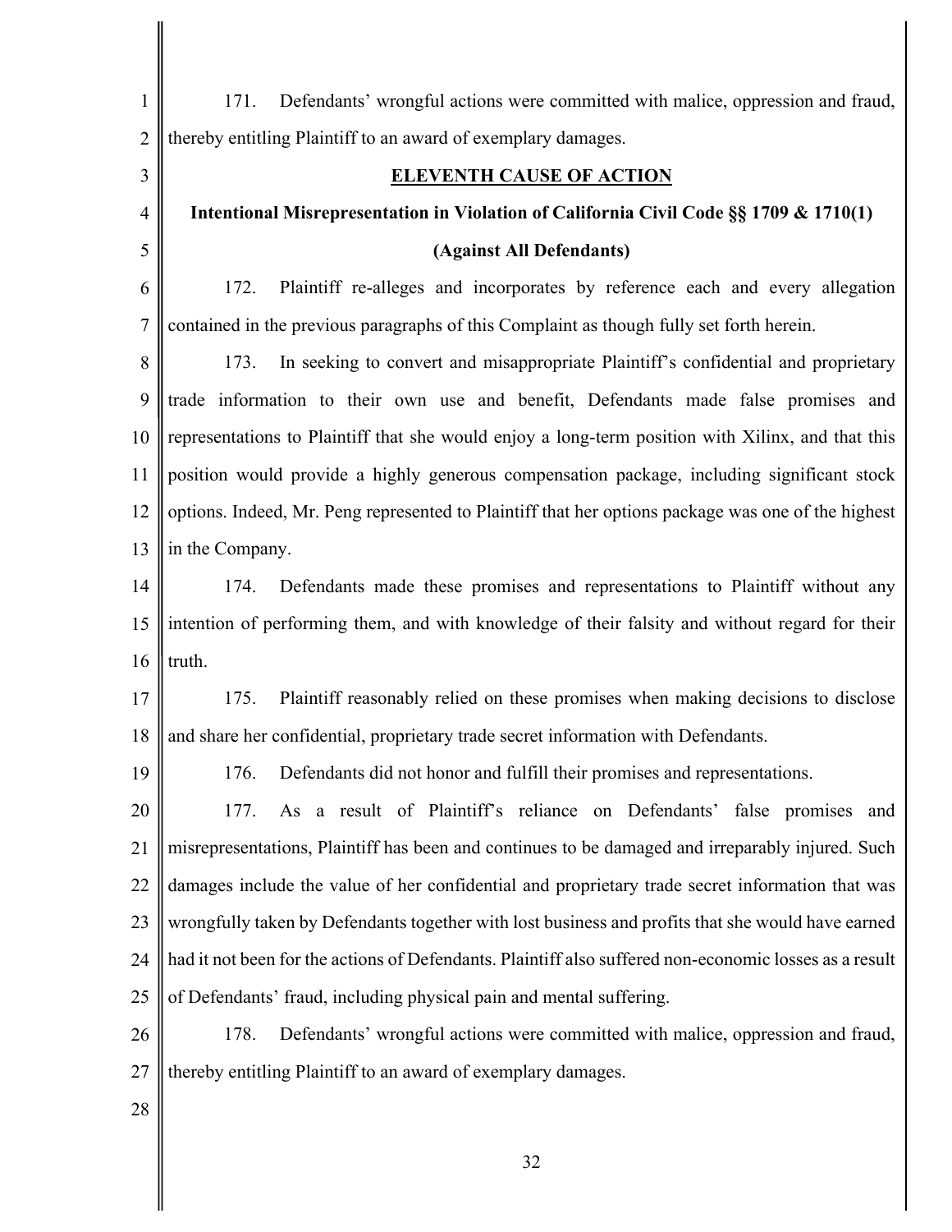171. Defendants' wrongful actions were committed with malice, oppression and fraud, thereby entitling Plaintiff to an award of exemplary damages.

## ELEVENTH CAUSE OF ACTION

**Intentional Misrepresentation in Violation of California Civil Code §§ 1709 & 1710(1)**

**(Against All Defendants)**

172. Plaintiff re-alleges and incorporates by reference each and every allegation contained in the previous paragraphs of this Complaint as though fully set forth herein.

173. In seeking to convert and misappropriate Plaintiff's confidential and proprietary trade information to their own use and benefit, Defendants made false promises and representations to Plaintiff that she would enjoy a long-term position with Xilinx, and that this position would provide a highly generous compensation package, including significant stock options. Indeed, Mr. Peng represented to Plaintiff that her options package was one of the highest in the Company.

174. Defendants made these promises and representations to Plaintiff without any intention of performing them, and with knowledge of their falsity and without regard for their truth.

175. Plaintiff reasonably relied on these promises when making decisions to disclose and share her confidential, proprietary trade secret information with Defendants.

176. Defendants did not honor and fulfill their promises and representations.

177. As a result of Plaintiff's reliance on Defendants' false promises and misrepresentations, Plaintiff has been and continues to be damaged and irreparably injured. Such damages include the value of her confidential and proprietary trade secret information that was wrongfully taken by Defendants together with lost business and profits that she would have earned had it not been for the actions of Defendants. Plaintiff also suffered non-economic losses as a result of Defendants' fraud, including physical pain and mental suffering.

178. Defendants' wrongful actions were committed with malice, oppression and fraud, thereby entitling Plaintiff to an award of exemplary damages.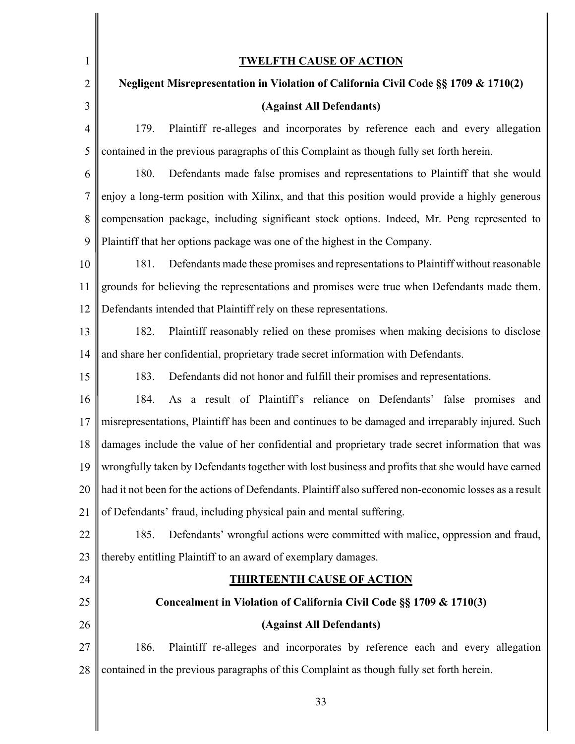**TWELFTH CAUSE OF ACTION**

**Negligent Misrepresentation in Violation of California Civil Code §§ 1709 & 1710(2)**

**(Against All Defendants)**

179. Plaintiff re-alleges and incorporates by reference each and every allegation contained in the previous paragraphs of this Complaint as though fully set forth herein.

180. Defendants made false promises and representations to Plaintiff that she would enjoy a long-term position with Xilinx, and that this position would provide a highly generous compensation package, including significant stock options. Indeed, Mr. Peng represented to Plaintiff that her options package was one of the highest in the Company.

181. Defendants made these promises and representations to Plaintiff without reasonable grounds for believing the representations and promises were true when Defendants made them. Defendants intended that Plaintiff rely on these representations.

182. Plaintiff reasonably relied on these promises when making decisions to disclose and share her confidential, proprietary trade secret information with Defendants.

183. Defendants did not honor and fulfill their promises and representations.

184. As a result of Plaintiff's reliance on Defendants' false promises and misrepresentations, Plaintiff has been and continues to be damaged and irreparably injured. Such damages include the value of her confidential and proprietary trade secret information that was wrongfully taken by Defendants together with lost business and profits that she would have earned had it not been for the actions of Defendants. Plaintiff also suffered non-economic losses as a result of Defendants' fraud, including physical pain and mental suffering.

185. Defendants' wrongful actions were committed with malice, oppression and fraud, thereby entitling Plaintiff to an award of exemplary damages.

**THIRTEENTH CAUSE OF ACTION**

**Concealment in Violation of California Civil Code §§ 1709 & 1710(3)**

**(Against All Defendants)**

186. Plaintiff re-alleges and incorporates by reference each and every allegation contained in the previous paragraphs of this Complaint as though fully set forth herein.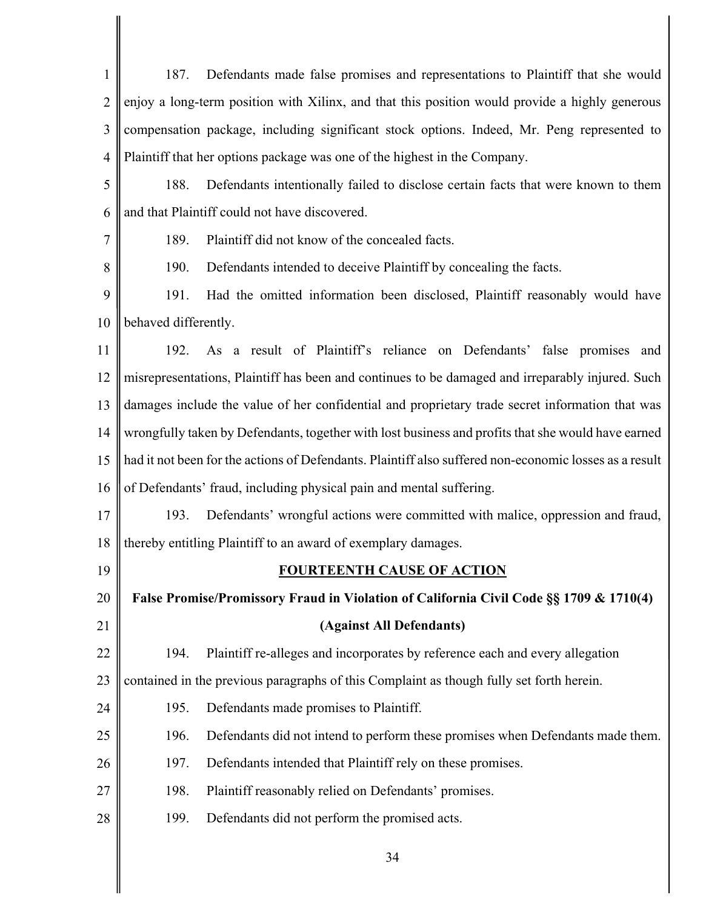187. Defendants made false promises and representations to Plaintiff that she would enjoy a long-term position with Xilinx, and that this position would provide a highly generous compensation package, including significant stock options. Indeed, Mr. Peng represented to Plaintiff that her options package was one of the highest in the Company.

188. Defendants intentionally failed to disclose certain facts that were known to them and that Plaintiff could not have discovered.

189. Plaintiff did not know of the concealed facts.

190. Defendants intended to deceive Plaintiff by concealing the facts.

191. Had the omitted information been disclosed, Plaintiff reasonably would have behaved differently.

192. As a result of Plaintiff's reliance on Defendants' false promises and misrepresentations, Plaintiff has been and continues to be damaged and irreparably injured. Such damages include the value of her confidential and proprietary trade secret information that was wrongfully taken by Defendants, together with lost business and profits that she would have earned had it not been for the actions of Defendants. Plaintiff also suffered non-economic losses as a result of Defendants' fraud, including physical pain and mental suffering.

193. Defendants' wrongful actions were committed with malice, oppression and fraud, thereby entitling Plaintiff to an award of exemplary damages.

## FOURTEENTH CAUSE OF ACTION

**False Promise/Promissory Fraud in Violation of California Civil Code §§ 1709 & 1710(4)**

**(Against All Defendants)**

194. Plaintiff re-alleges and incorporates by reference each and every allegation contained in the previous paragraphs of this Complaint as though fully set forth herein.

195. Defendants made promises to Plaintiff.

196. Defendants did not intend to perform these promises when Defendants made them.

197. Defendants intended that Plaintiff rely on these promises.

198. Plaintiff reasonably relied on Defendants' promises.

199. Defendants did not perform the promised acts.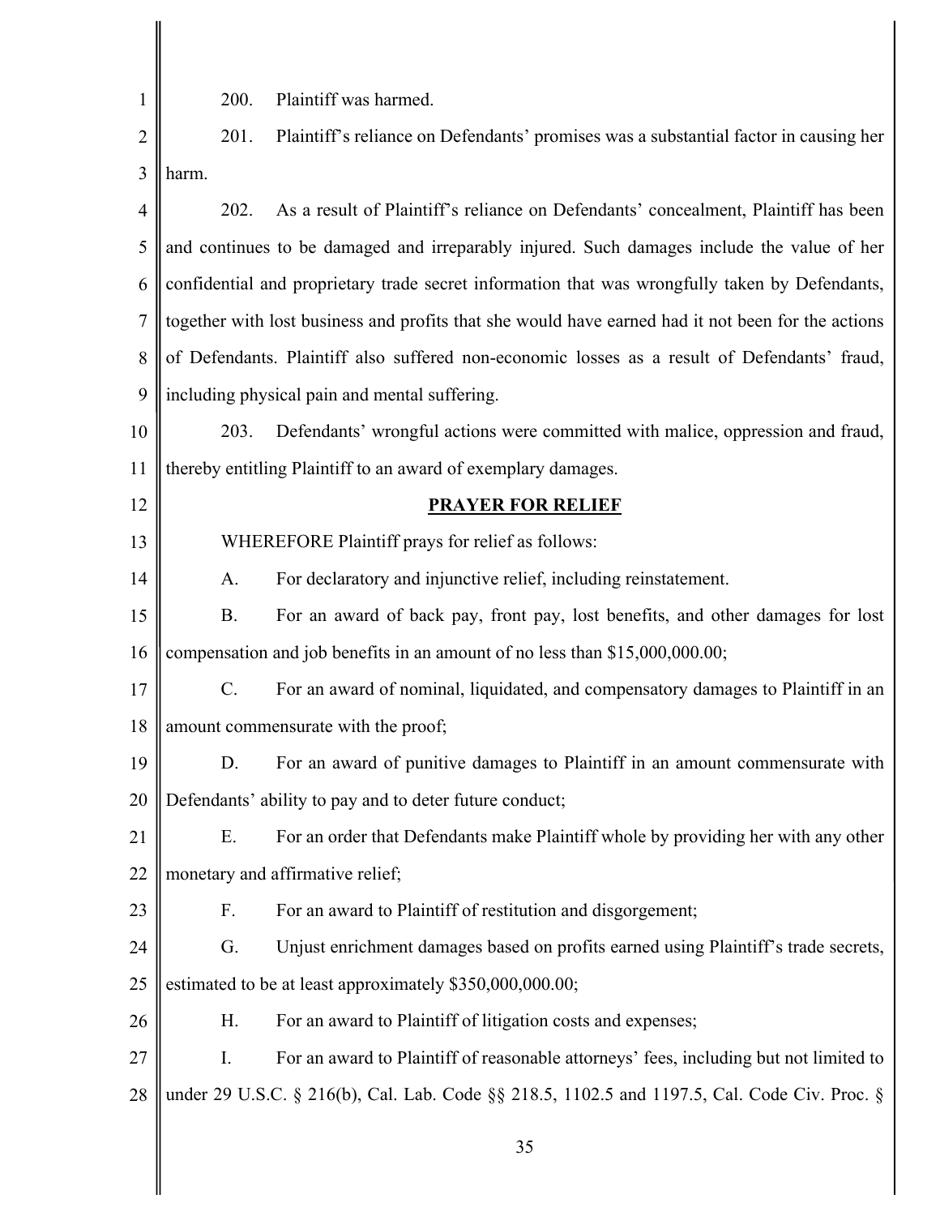200. Plaintiff was harmed.

201. Plaintiff's reliance on Defendants' promises was a substantial factor in causing her harm.

202. As a result of Plaintiff's reliance on Defendants' concealment, Plaintiff has been and continues to be damaged and irreparably injured. Such damages include the value of her confidential and proprietary trade secret information that was wrongfully taken by Defendants, together with lost business and profits that she would have earned had it not been for the actions of Defendants. Plaintiff also suffered non-economic losses as a result of Defendants' fraud, including physical pain and mental suffering.

203. Defendants' wrongful actions were committed with malice, oppression and fraud, thereby entitling Plaintiff to an award of exemplary damages.

## PRAYER FOR RELIEF

WHEREFORE Plaintiff prays for relief as follows:

A. For declaratory and injunctive relief, including reinstatement.

B. For an award of back pay, front pay, lost benefits, and other damages for lost compensation and job benefits in an amount of no less than $15,000,000.00;

C. For an award of nominal, liquidated, and compensatory damages to Plaintiff in an amount commensurate with the proof;

D. For an award of punitive damages to Plaintiff in an amount commensurate with Defendants' ability to pay and to deter future conduct;

E. For an order that Defendants make Plaintiff whole by providing her with any other monetary and affirmative relief;

F. For an award to Plaintiff of restitution and disgorgement;

G. Unjust enrichment damages based on profits earned using Plaintiff's trade secrets, estimated to be at least approximately $350,000,000.00;

H. For an award to Plaintiff of litigation costs and expenses;

I. For an award to Plaintiff of reasonable attorneys' fees, including but not limited to under 29 U.S.C. § 216(b), Cal. Lab. Code §§ 218.5, 1102.5 and 1197.5, Cal. Code Civ. Proc. §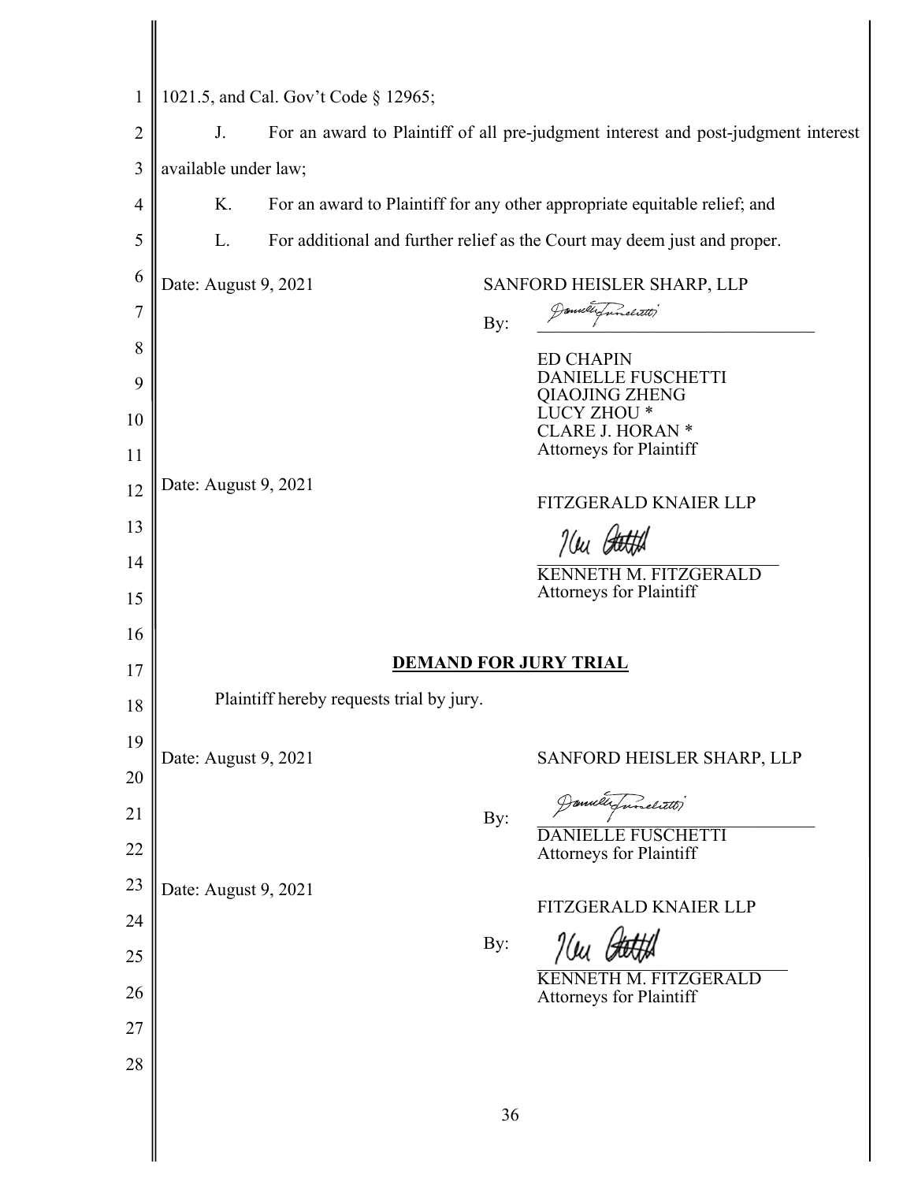1021.5, and Cal. Gov't Code § 12965;

J. For an award to Plaintiff of all pre-judgment interest and post-judgment interest available under law;

K. For an award to Plaintiff for any other appropriate equitable relief; and

L. For additional and further relief as the Court may deem just and proper.

Date: August 9, 2021

SANFORD HEISLER SHARP, LLP

By: ______________________________

ED CHAPIN
DANIELLE FUSCHETTI
QIAOJING ZHENG
LUCY ZHOU *
CLARE J. HORAN *
Attorneys for Plaintiff

Date: August 9, 2021

FITZGERALD KNAIER LLP

______________________________

KENNETH M. FITZGERALD
Attorneys for Plaintiff

**DEMAND FOR JURY TRIAL**

Plaintiff hereby requests trial by jury.

Date: August 9, 2021

SANFORD HEISLER SHARP, LLP

By: ______________________________

DANIELLE FUSCHETTI
Attorneys for Plaintiff

Date: August 9, 2021

FITZGERALD KNAIER LLP

By: ______________________________

KENNETH M. FITZGERALD
Attorneys for Plaintiff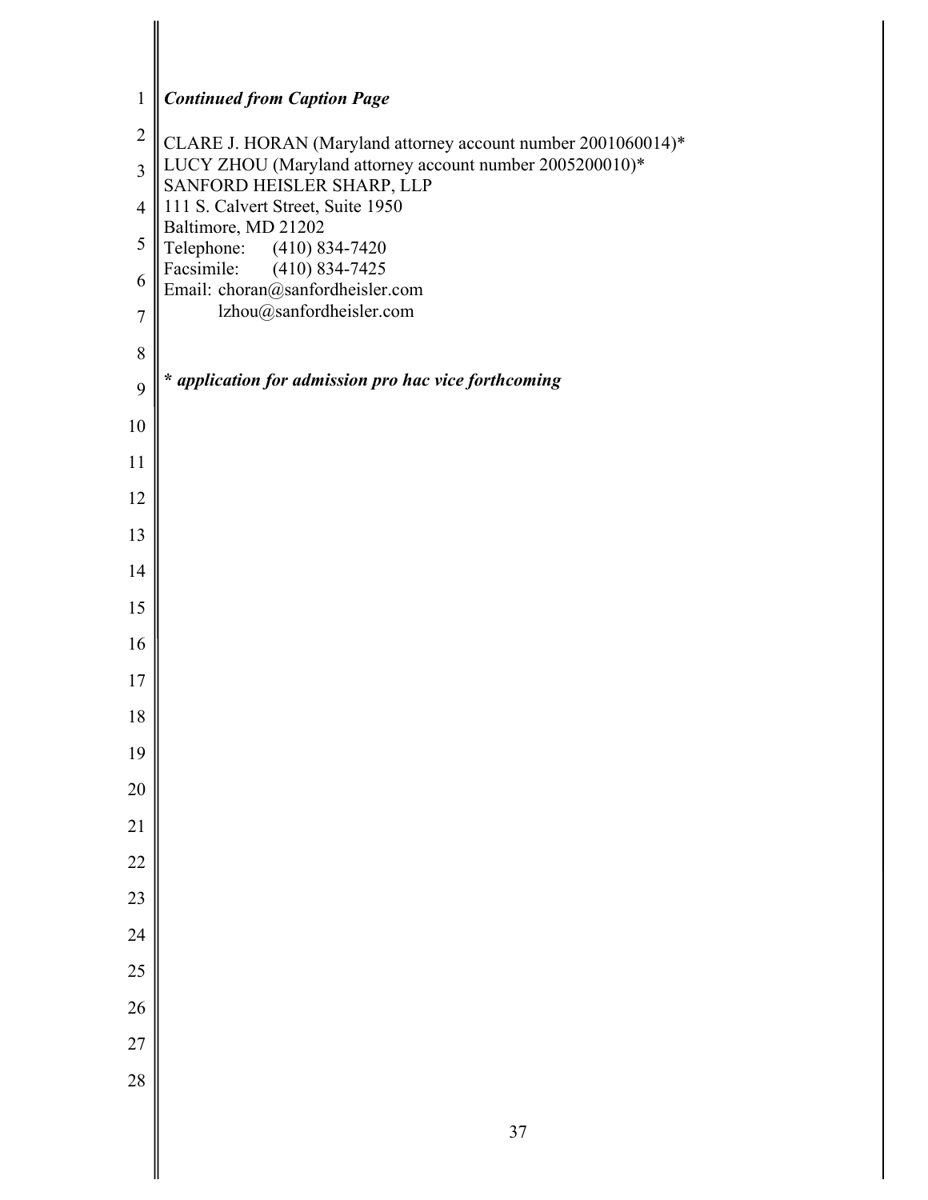***Continued from Caption Page***

CLARE J. HORAN (Maryland attorney account number 2001060014)*
LUCY ZHOU (Maryland attorney account number 2005200010)*
SANFORD HEISLER SHARP, LLP
111 S. Calvert Street, Suite 1950
Baltimore, MD 21202
Telephone: (410) 834-7420
Facsimile: (410) 834-7425
Email: choran@sanfordheisler.com
lzhou@sanfordheisler.com

***\* application for admission pro hac vice forthcoming***